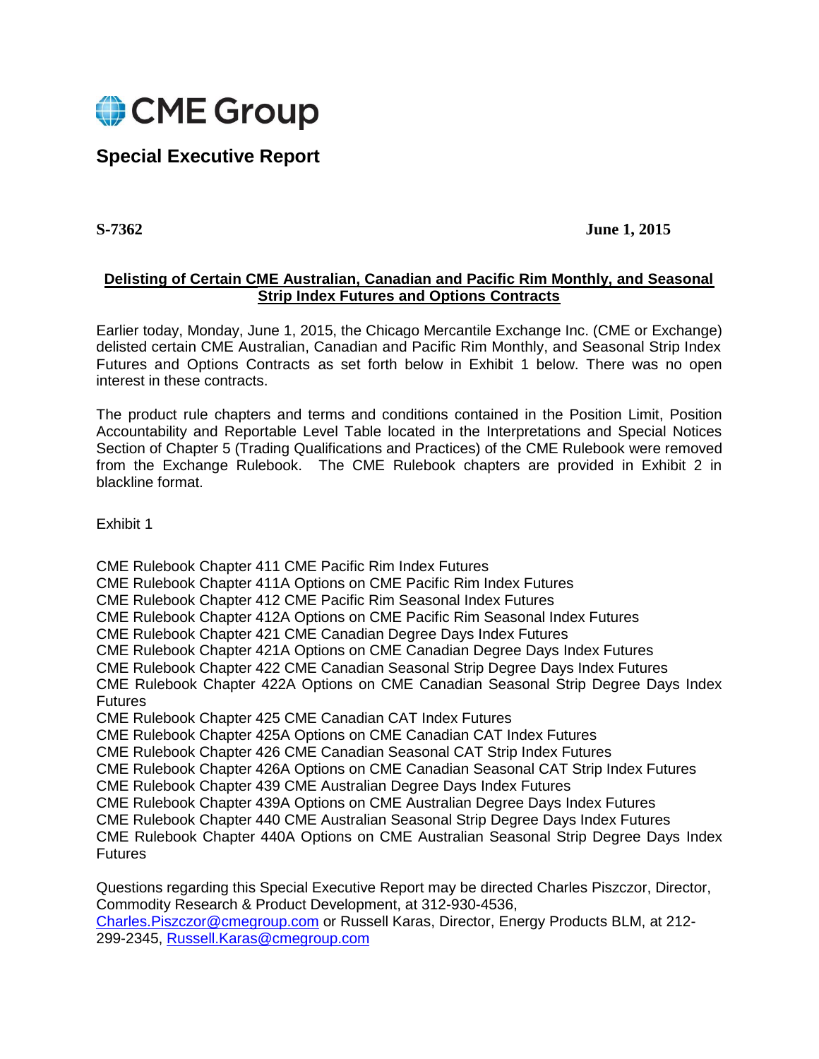CME Group

# Special Executive Report

**S-7362** **June 1, 2015**

**Delisting of Certain CME Australian, Canadian and Pacific Rim Monthly, and Seasonal Strip Index Futures and Options Contracts**

Earlier today, Monday, June 1, 2015, the Chicago Mercantile Exchange Inc. (CME or Exchange) delisted certain CME Australian, Canadian and Pacific Rim Monthly, and Seasonal Strip Index Futures and Options Contracts as set forth below in Exhibit 1 below. There was no open interest in these contracts.

The product rule chapters and terms and conditions contained in the Position Limit, Position Accountability and Reportable Level Table located in the Interpretations and Special Notices Section of Chapter 5 (Trading Qualifications and Practices) of the CME Rulebook were removed from the Exchange Rulebook. The CME Rulebook chapters are provided in Exhibit 2 in blackline format.

Exhibit 1

CME Rulebook Chapter 411 CME Pacific Rim Index Futures
CME Rulebook Chapter 411A Options on CME Pacific Rim Index Futures
CME Rulebook Chapter 412 CME Pacific Rim Seasonal Index Futures
CME Rulebook Chapter 412A Options on CME Pacific Rim Seasonal Index Futures
CME Rulebook Chapter 421 CME Canadian Degree Days Index Futures
CME Rulebook Chapter 421A Options on CME Canadian Degree Days Index Futures
CME Rulebook Chapter 422 CME Canadian Seasonal Strip Degree Days Index Futures
CME Rulebook Chapter 422A Options on CME Canadian Seasonal Strip Degree Days Index Futures
CME Rulebook Chapter 425 CME Canadian CAT Index Futures
CME Rulebook Chapter 425A Options on CME Canadian CAT Index Futures
CME Rulebook Chapter 426 CME Canadian Seasonal CAT Strip Index Futures
CME Rulebook Chapter 426A Options on CME Canadian Seasonal CAT Strip Index Futures
CME Rulebook Chapter 439 CME Australian Degree Days Index Futures
CME Rulebook Chapter 439A Options on CME Australian Degree Days Index Futures
CME Rulebook Chapter 440 CME Australian Seasonal Strip Degree Days Index Futures
CME Rulebook Chapter 440A Options on CME Australian Seasonal Strip Degree Days Index Futures

Questions regarding this Special Executive Report may be directed Charles Piszczor, Director, Commodity Research & Product Development, at 312-930-4536, Charles.Piszczor@cmegroup.com or Russell Karas, Director, Energy Products BLM, at 212-299-2345, Russell.Karas@cmegroup.com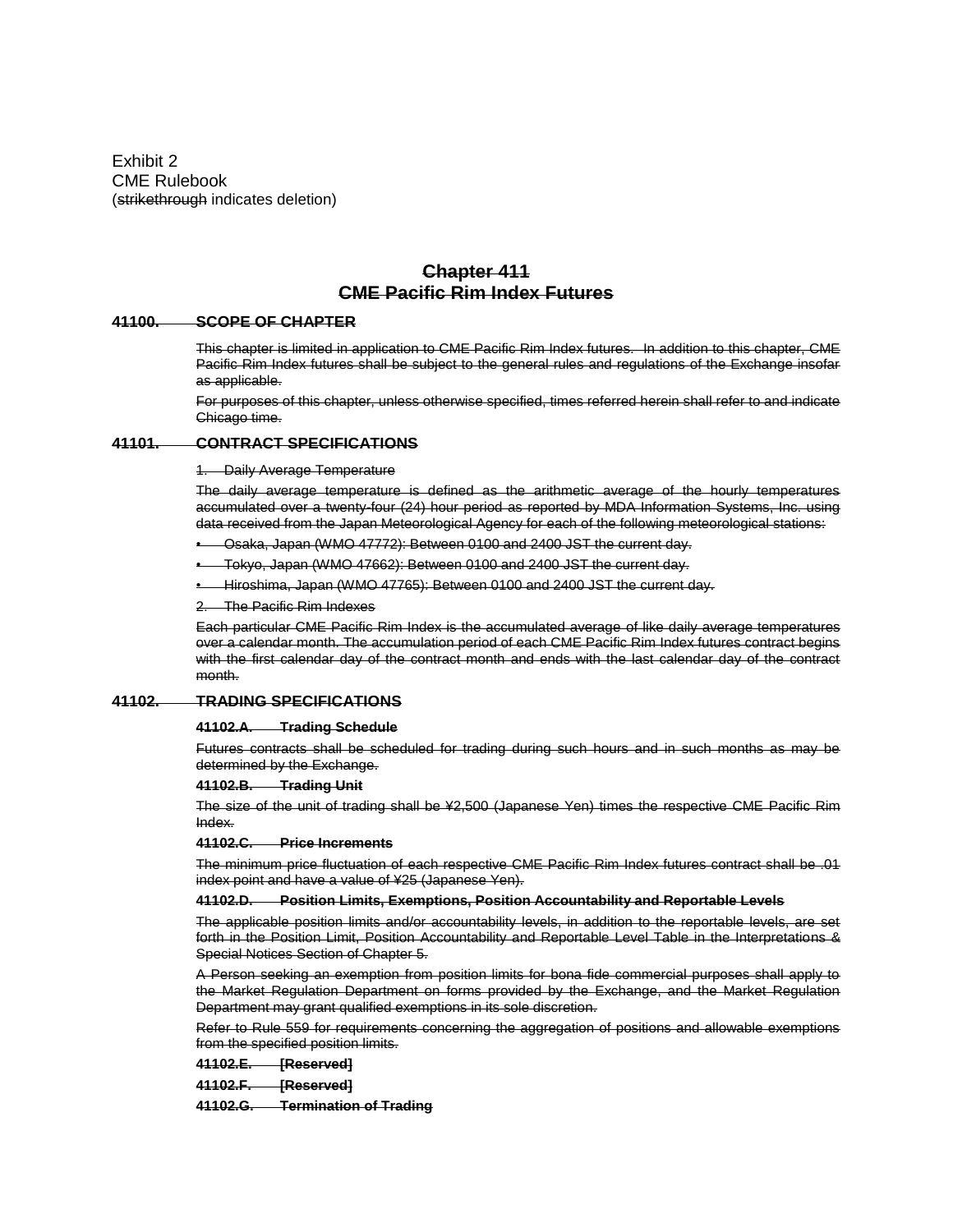Exhibit 2
CME Rulebook
(~~strikethrough~~ indicates deletion)

# ~~Chapter 411~~
# ~~CME Pacific Rim Index Futures~~

## ~~41100. SCOPE OF CHAPTER~~

~~This chapter is limited in application to CME Pacific Rim Index futures. In addition to this chapter, CME Pacific Rim Index futures shall be subject to the general rules and regulations of the Exchange insofar as applicable.~~

~~For purposes of this chapter, unless otherwise specified, times referred herein shall refer to and indicate Chicago time.~~

## ~~41101. CONTRACT SPECIFICATIONS~~

~~1. Daily Average Temperature~~

~~The daily average temperature is defined as the arithmetic average of the hourly temperatures accumulated over a twenty-four (24) hour period as reported by MDA Information Systems, Inc. using data received from the Japan Meteorological Agency for each of the following meteorological stations:~~

- ~~Osaka, Japan (WMO 47772): Between 0100 and 2400 JST the current day.~~
- ~~Tokyo, Japan (WMO 47662): Between 0100 and 2400 JST the current day.~~
- ~~Hiroshima, Japan (WMO 47765): Between 0100 and 2400 JST the current day.~~

~~2. The Pacific Rim Indexes~~

~~Each particular CME Pacific Rim Index is the accumulated average of like daily average temperatures over a calendar month. The accumulation period of each CME Pacific Rim Index futures contract begins with the first calendar day of the contract month and ends with the last calendar day of the contract month.~~

## ~~41102. TRADING SPECIFICATIONS~~

### ~~41102.A. Trading Schedule~~

~~Futures contracts shall be scheduled for trading during such hours and in such months as may be determined by the Exchange.~~

### ~~41102.B. Trading Unit~~

~~The size of the unit of trading shall be ¥2,500 (Japanese Yen) times the respective CME Pacific Rim Index.~~

### ~~41102.C. Price Increments~~

~~The minimum price fluctuation of each respective CME Pacific Rim Index futures contract shall be .01 index point and have a value of ¥25 (Japanese Yen).~~

### ~~41102.D. Position Limits, Exemptions, Position Accountability and Reportable Levels~~

~~The applicable position limits and/or accountability levels, in addition to the reportable levels, are set forth in the Position Limit, Position Accountability and Reportable Level Table in the Interpretations & Special Notices Section of Chapter 5.~~

~~A Person seeking an exemption from position limits for bona fide commercial purposes shall apply to the Market Regulation Department on forms provided by the Exchange, and the Market Regulation Department may grant qualified exemptions in its sole discretion.~~

~~Refer to Rule 559 for requirements concerning the aggregation of positions and allowable exemptions from the specified position limits.~~

### ~~41102.E. [Reserved]~~

### ~~41102.F. [Reserved]~~

### ~~41102.G. Termination of Trading~~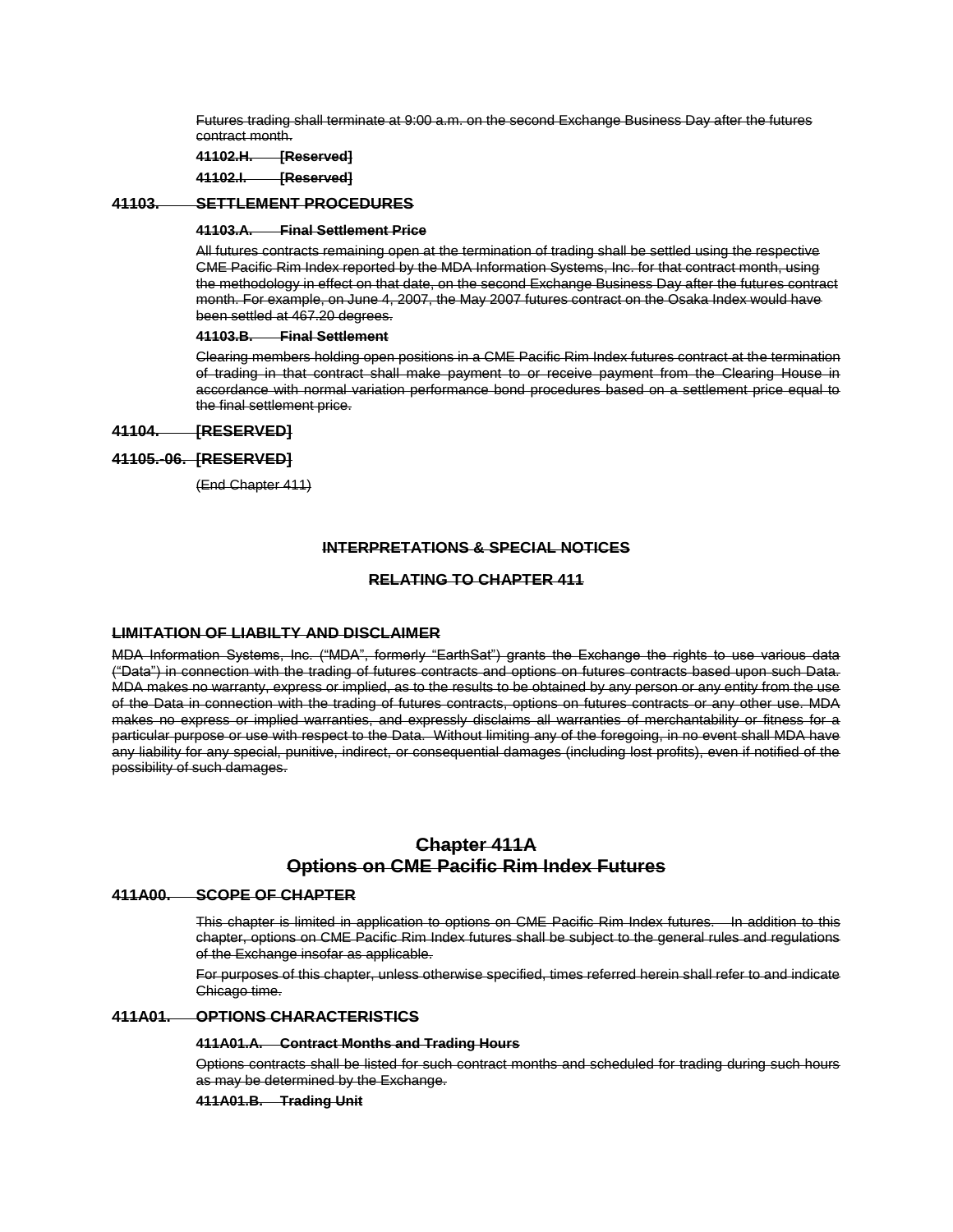~~Futures trading shall terminate at 9:00 a.m. on the second Exchange Business Day after the futures contract month.~~

~~**41102.H. [Reserved]**~~

~~**41102.I. [Reserved]**~~

## ~~41103. SETTLEMENT PROCEDURES~~

### ~~41103.A. Final Settlement Price~~

~~All futures contracts remaining open at the termination of trading shall be settled using the respective CME Pacific Rim Index reported by the MDA Information Systems, Inc. for that contract month, using the methodology in effect on that date, on the second Exchange Business Day after the futures contract month. For example, on June 4, 2007, the May 2007 futures contract on the Osaka Index would have been settled at 467.20 degrees.~~

### ~~41103.B. Final Settlement~~

~~Clearing members holding open positions in a CME Pacific Rim Index futures contract at the termination of trading in that contract shall make payment to or receive payment from the Clearing House in accordance with normal variation performance bond procedures based on a settlement price equal to the final settlement price.~~

## ~~41104. [RESERVED]~~

## ~~41105.-06. [RESERVED]~~

~~(End Chapter 411)~~

## ~~INTERPRETATIONS & SPECIAL NOTICES~~

## ~~RELATING TO CHAPTER 411~~

### ~~LIMITATION OF LIABILTY AND DISCLAIMER~~

~~MDA Information Systems, Inc. ("MDA", formerly "EarthSat") grants the Exchange the rights to use various data ("Data") in connection with the trading of futures contracts and options on futures contracts based upon such Data. MDA makes no warranty, express or implied, as to the results to be obtained by any person or any entity from the use of the Data in connection with the trading of futures contracts, options on futures contracts or any other use. MDA makes no express or implied warranties, and expressly disclaims all warranties of merchantability or fitness for a particular purpose or use with respect to the Data. Without limiting any of the foregoing, in no event shall MDA have any liability for any special, punitive, indirect, or consequential damages (including lost profits), even if notified of the possibility of such damages.~~

# ~~Chapter 411A~~
# ~~Options on CME Pacific Rim Index Futures~~

## ~~411A00. SCOPE OF CHAPTER~~

~~This chapter is limited in application to options on CME Pacific Rim Index futures. In addition to this chapter, options on CME Pacific Rim Index futures shall be subject to the general rules and regulations of the Exchange insofar as applicable.~~

~~For purposes of this chapter, unless otherwise specified, times referred herein shall refer to and indicate Chicago time.~~

## ~~411A01. OPTIONS CHARACTERISTICS~~

### ~~411A01.A. Contract Months and Trading Hours~~

~~Options contracts shall be listed for such contract months and scheduled for trading during such hours as may be determined by the Exchange.~~

### ~~411A01.B. Trading Unit~~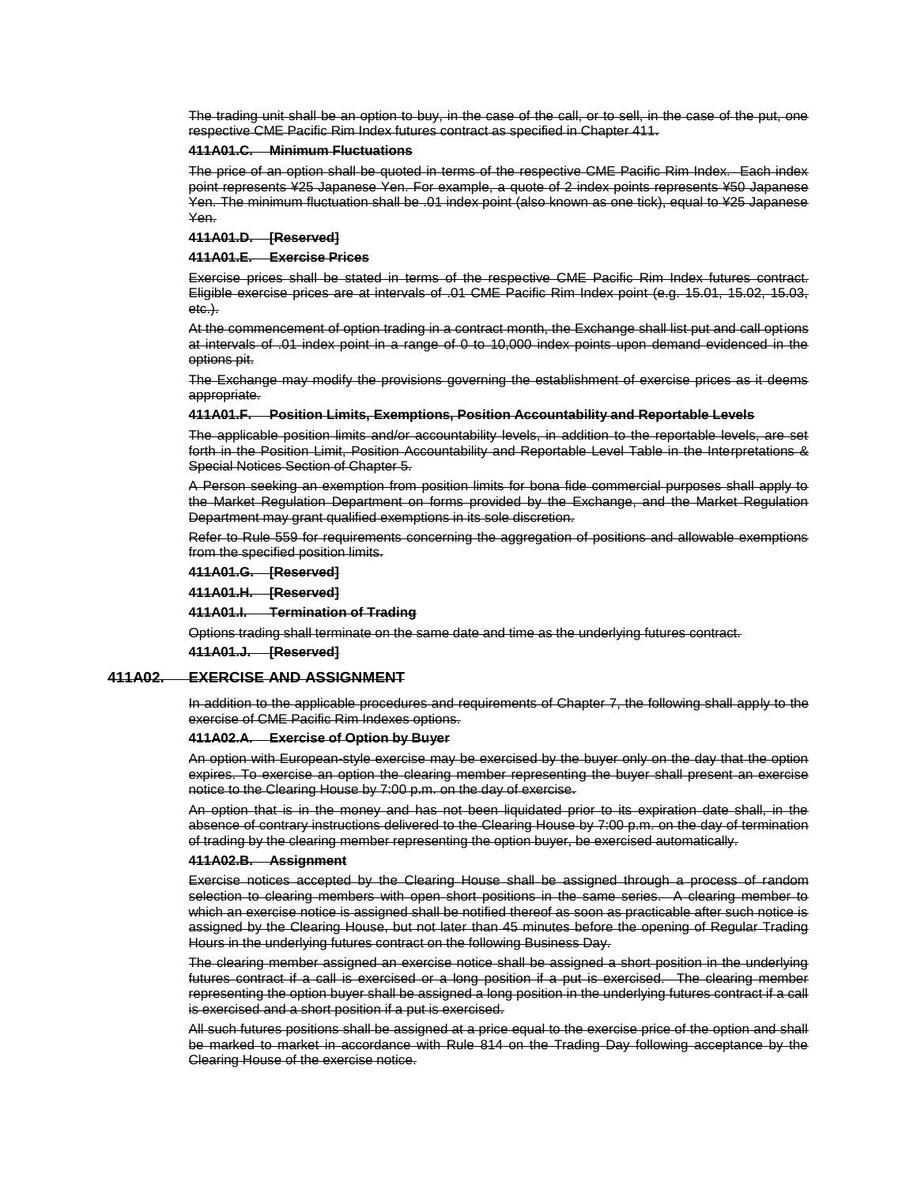The trading unit shall be an option to buy, in the case of the call, or to sell, in the case of the put, one respective CME Pacific Rim Index futures contract as specified in Chapter 411.

**411A01.C. Minimum Fluctuations**

The price of an option shall be quoted in terms of the respective CME Pacific Rim Index. Each index point represents ¥25 Japanese Yen. For example, a quote of 2 index points represents ¥50 Japanese Yen. The minimum fluctuation shall be .01 index point (also known as one tick), equal to ¥25 Japanese Yen.

**411A01.D. [Reserved]**

**411A01.E. Exercise Prices**

Exercise prices shall be stated in terms of the respective CME Pacific Rim Index futures contract. Eligible exercise prices are at intervals of .01 CME Pacific Rim Index point (e.g. 15.01, 15.02, 15.03, etc.).

At the commencement of option trading in a contract month, the Exchange shall list put and call options at intervals of .01 index point in a range of 0 to 10,000 index points upon demand evidenced in the options pit.

The Exchange may modify the provisions governing the establishment of exercise prices as it deems appropriate.

**411A01.F. Position Limits, Exemptions, Position Accountability and Reportable Levels**

The applicable position limits and/or accountability levels, in addition to the reportable levels, are set forth in the Position Limit, Position Accountability and Reportable Level Table in the Interpretations & Special Notices Section of Chapter 5.

A Person seeking an exemption from position limits for bona fide commercial purposes shall apply to the Market Regulation Department on forms provided by the Exchange, and the Market Regulation Department may grant qualified exemptions in its sole discretion.

Refer to Rule 559 for requirements concerning the aggregation of positions and allowable exemptions from the specified position limits.

**411A01.G. [Reserved]**

**411A01.H. [Reserved]**

**411A01.I. Termination of Trading**

Options trading shall terminate on the same date and time as the underlying futures contract.

**411A01.J. [Reserved]**

## 411A02. EXERCISE AND ASSIGNMENT

In addition to the applicable procedures and requirements of Chapter 7, the following shall apply to the exercise of CME Pacific Rim Indexes options.

**411A02.A. Exercise of Option by Buyer**

An option with European-style exercise may be exercised by the buyer only on the day that the option expires. To exercise an option the clearing member representing the buyer shall present an exercise notice to the Clearing House by 7:00 p.m. on the day of exercise.

An option that is in the money and has not been liquidated prior to its expiration date shall, in the absence of contrary instructions delivered to the Clearing House by 7:00 p.m. on the day of termination of trading by the clearing member representing the option buyer, be exercised automatically.

**411A02.B. Assignment**

Exercise notices accepted by the Clearing House shall be assigned through a process of random selection to clearing members with open short positions in the same series. A clearing member to which an exercise notice is assigned shall be notified thereof as soon as practicable after such notice is assigned by the Clearing House, but not later than 45 minutes before the opening of Regular Trading Hours in the underlying futures contract on the following Business Day.

The clearing member assigned an exercise notice shall be assigned a short position in the underlying futures contract if a call is exercised or a long position if a put is exercised. The clearing member representing the option buyer shall be assigned a long position in the underlying futures contract if a call is exercised and a short position if a put is exercised.

All such futures positions shall be assigned at a price equal to the exercise price of the option and shall be marked to market in accordance with Rule 814 on the Trading Day following acceptance by the Clearing House of the exercise notice.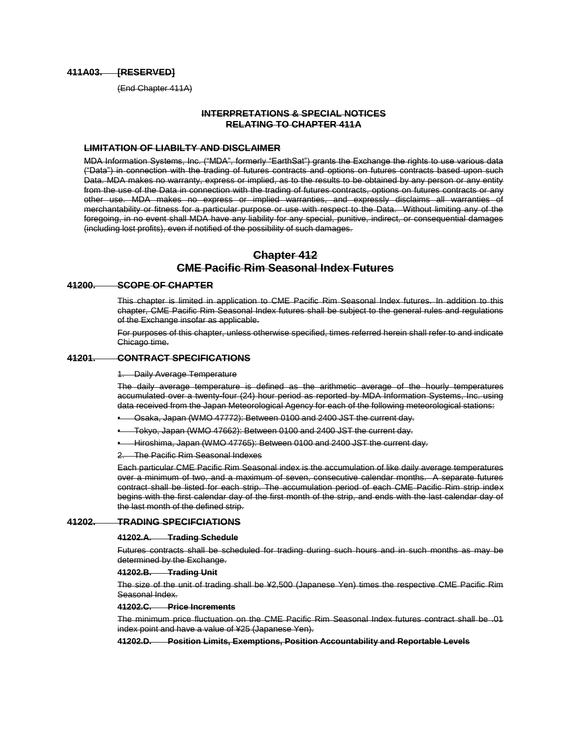**411A03. [RESERVED]**

(End Chapter 411A)

**INTERPRETATIONS & SPECIAL NOTICES RELATING TO CHAPTER 411A**

**LIMITATION OF LIABILTY AND DISCLAIMER**

MDA Information Systems, Inc. ("MDA", formerly "EarthSat") grants the Exchange the rights to use various data ("Data") in connection with the trading of futures contracts and options on futures contracts based upon such Data. MDA makes no warranty, express or implied, as to the results to be obtained by any person or any entity from the use of the Data in connection with the trading of futures contracts, options on futures contracts or any other use. MDA makes no express or implied warranties, and expressly disclaims all warranties of merchantability or fitness for a particular purpose or use with respect to the Data. Without limiting any of the foregoing, in no event shall MDA have any liability for any special, punitive, indirect, or consequential damages (including lost profits), even if notified of the possibility of such damages.

# Chapter 412
# CME Pacific Rim Seasonal Index Futures

## 41200. SCOPE OF CHAPTER

This chapter is limited in application to CME Pacific Rim Seasonal Index futures. In addition to this chapter, CME Pacific Rim Seasonal Index futures shall be subject to the general rules and regulations of the Exchange insofar as applicable.

For purposes of this chapter, unless otherwise specified, times referred herein shall refer to and indicate Chicago time.

## 41201. CONTRACT SPECIFICATIONS

1. Daily Average Temperature

The daily average temperature is defined as the arithmetic average of the hourly temperatures accumulated over a twenty-four (24) hour period as reported by MDA Information Systems, Inc. using data received from the Japan Meteorological Agency for each of the following meteorological stations:

- Osaka, Japan (WMO 47772): Between 0100 and 2400 JST the current day.
- Tokyo, Japan (WMO 47662): Between 0100 and 2400 JST the current day.
- Hiroshima, Japan (WMO 47765): Between 0100 and 2400 JST the current day.

2. The Pacific Rim Seasonal Indexes

Each particular CME Pacific Rim Seasonal index is the accumulation of like daily average temperatures over a minimum of two, and a maximum of seven, consecutive calendar months. A separate futures contract shall be listed for each strip. The accumulation period of each CME Pacific Rim strip index begins with the first calendar day of the first month of the strip, and ends with the last calendar day of the last month of the defined strip.

## 41202. TRADING SPECIFCIATIONS

**41202.A. Trading Schedule**

Futures contracts shall be scheduled for trading during such hours and in such months as may be determined by the Exchange.

**41202.B. Trading Unit**

The size of the unit of trading shall be ¥2,500 (Japanese Yen) times the respective CME Pacific Rim Seasonal Index.

**41202.C. Price Increments**

The minimum price fluctuation on the CME Pacific Rim Seasonal Index futures contract shall be .01 index point and have a value of ¥25 (Japanese Yen).

**41202.D. Position Limits, Exemptions, Position Accountability and Reportable Levels**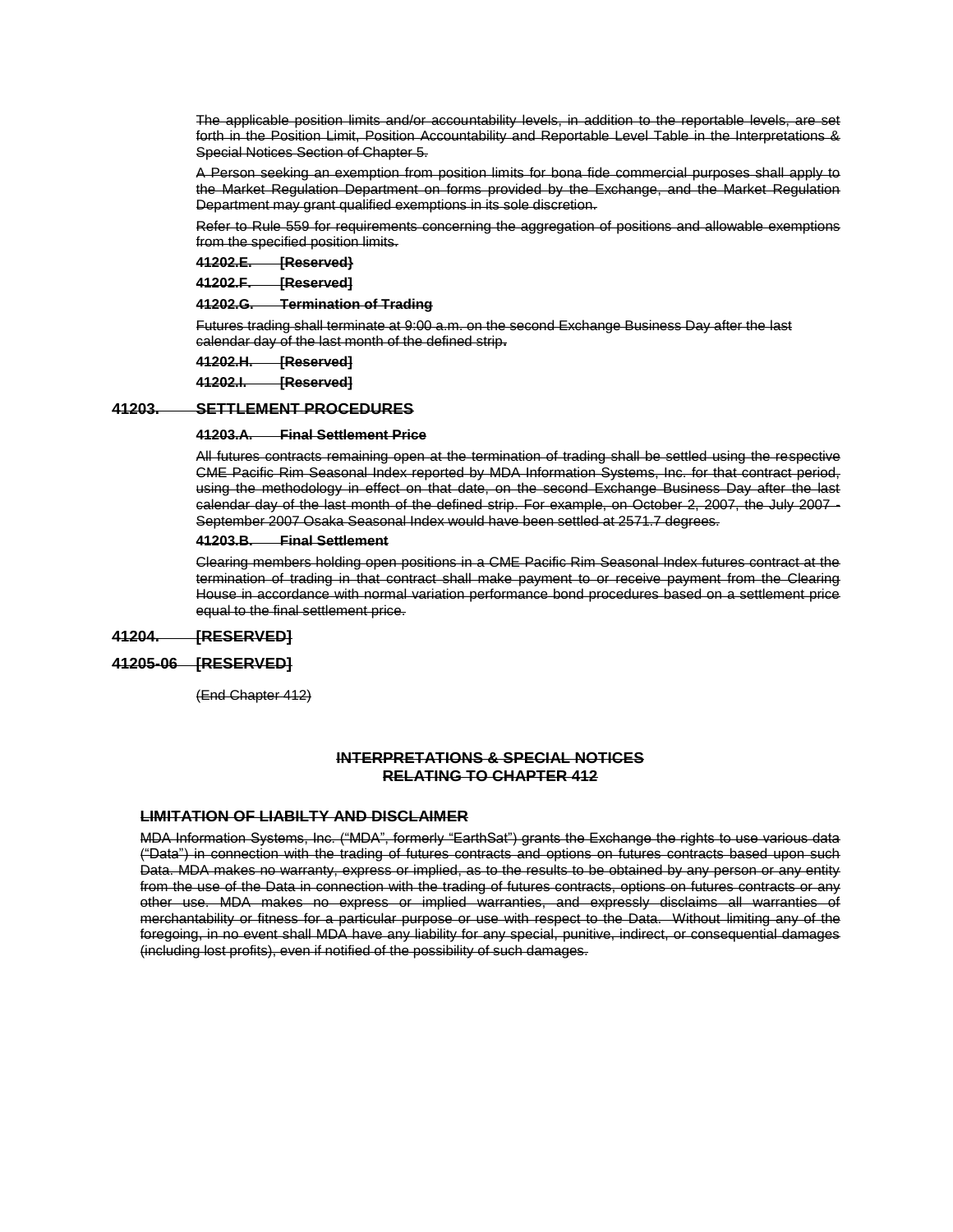~~The applicable position limits and/or accountability levels, in addition to the reportable levels, are set forth in the Position Limit, Position Accountability and Reportable Level Table in the Interpretations & Special Notices Section of Chapter 5.~~

~~A Person seeking an exemption from position limits for bona fide commercial purposes shall apply to the Market Regulation Department on forms provided by the Exchange, and the Market Regulation Department may grant qualified exemptions in its sole discretion.~~

~~Refer to Rule 559 for requirements concerning the aggregation of positions and allowable exemptions from the specified position limits.~~

~~**41202.E. [Reserved]**~~

~~**41202.F. [Reserved]**~~

~~**41202.G. Termination of Trading**~~

~~Futures trading shall terminate at 9:00 a.m. on the second Exchange Business Day after the last calendar day of the last month of the defined strip.~~

~~**41202.H. [Reserved]**~~

~~**41202.I. [Reserved]**~~

## ~~41203. SETTLEMENT PROCEDURES~~

~~**41203.A. Final Settlement Price**~~

~~All futures contracts remaining open at the termination of trading shall be settled using the respective CME Pacific Rim Seasonal Index reported by MDA Information Systems, Inc. for that contract period, using the methodology in effect on that date, on the second Exchange Business Day after the last calendar day of the last month of the defined strip. For example, on October 2, 2007, the July 2007 - September 2007 Osaka Seasonal Index would have been settled at 2571.7 degrees.~~

~~**41203.B. Final Settlement**~~

~~Clearing members holding open positions in a CME Pacific Rim Seasonal Index futures contract at the termination of trading in that contract shall make payment to or receive payment from the Clearing House in accordance with normal variation performance bond procedures based on a settlement price equal to the final settlement price.~~

## ~~41204. [RESERVED]~~

## ~~41205-06 [RESERVED]~~

~~(End Chapter 412)~~

## ~~INTERPRETATIONS & SPECIAL NOTICES RELATING TO CHAPTER 412~~

### ~~LIMITATION OF LIABILTY AND DISCLAIMER~~

~~MDA Information Systems, Inc. ("MDA", formerly "EarthSat") grants the Exchange the rights to use various data ("Data") in connection with the trading of futures contracts and options on futures contracts based upon such Data. MDA makes no warranty, express or implied, as to the results to be obtained by any person or any entity from the use of the Data in connection with the trading of futures contracts, options on futures contracts or any other use. MDA makes no express or implied warranties, and expressly disclaims all warranties of merchantability or fitness for a particular purpose or use with respect to the Data. Without limiting any of the foregoing, in no event shall MDA have any liability for any special, punitive, indirect, or consequential damages (including lost profits), even if notified of the possibility of such damages.~~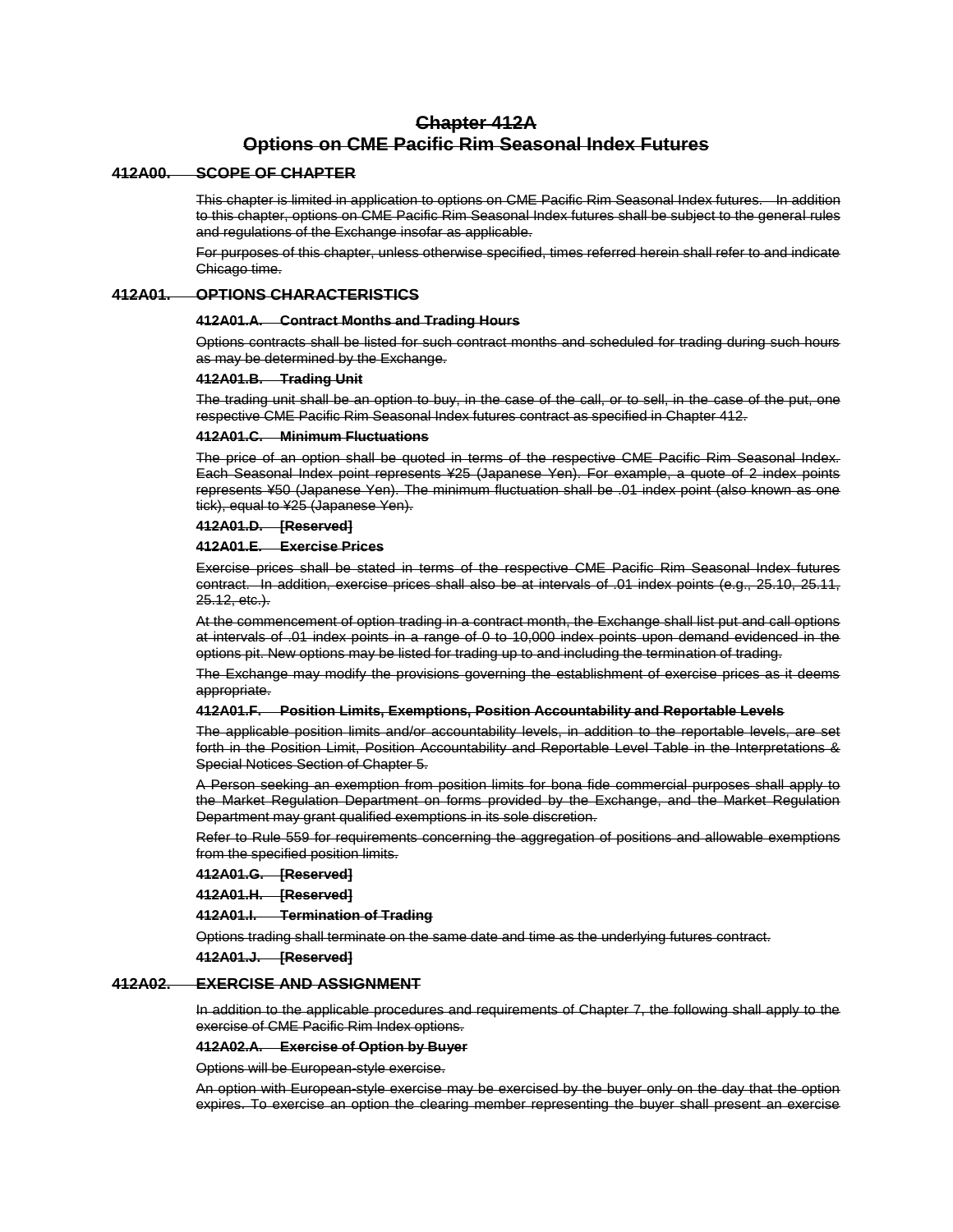# ~~Chapter 412A~~
# ~~Options on CME Pacific Rim Seasonal Index Futures~~

## ~~412A00. SCOPE OF CHAPTER~~

~~This chapter is limited in application to options on CME Pacific Rim Seasonal Index futures. In addition to this chapter, options on CME Pacific Rim Seasonal Index futures shall be subject to the general rules and regulations of the Exchange insofar as applicable.~~

~~For purposes of this chapter, unless otherwise specified, times referred herein shall refer to and indicate Chicago time.~~

## ~~412A01. OPTIONS CHARACTERISTICS~~

### ~~412A01.A. Contract Months and Trading Hours~~

~~Options contracts shall be listed for such contract months and scheduled for trading during such hours as may be determined by the Exchange.~~

### ~~412A01.B. Trading Unit~~

~~The trading unit shall be an option to buy, in the case of the call, or to sell, in the case of the put, one respective CME Pacific Rim Seasonal Index futures contract as specified in Chapter 412.~~

### ~~412A01.C. Minimum Fluctuations~~

~~The price of an option shall be quoted in terms of the respective CME Pacific Rim Seasonal Index. Each Seasonal Index point represents ¥25 (Japanese Yen). For example, a quote of 2 index points represents ¥50 (Japanese Yen). The minimum fluctuation shall be .01 index point (also known as one tick), equal to ¥25 (Japanese Yen).~~

### ~~412A01.D. [Reserved]~~

### ~~412A01.E. Exercise Prices~~

~~Exercise prices shall be stated in terms of the respective CME Pacific Rim Seasonal Index futures contract. In addition, exercise prices shall also be at intervals of .01 index points (e.g., 25.10, 25.11, 25.12, etc.).~~

~~At the commencement of option trading in a contract month, the Exchange shall list put and call options at intervals of .01 index points in a range of 0 to 10,000 index points upon demand evidenced in the options pit. New options may be listed for trading up to and including the termination of trading.~~

~~The Exchange may modify the provisions governing the establishment of exercise prices as it deems appropriate.~~

### ~~412A01.F. Position Limits, Exemptions, Position Accountability and Reportable Levels~~

~~The applicable position limits and/or accountability levels, in addition to the reportable levels, are set forth in the Position Limit, Position Accountability and Reportable Level Table in the Interpretations & Special Notices Section of Chapter 5.~~

~~A Person seeking an exemption from position limits for bona fide commercial purposes shall apply to the Market Regulation Department on forms provided by the Exchange, and the Market Regulation Department may grant qualified exemptions in its sole discretion.~~

~~Refer to Rule 559 for requirements concerning the aggregation of positions and allowable exemptions from the specified position limits.~~

### ~~412A01.G. [Reserved]~~

### ~~412A01.H. [Reserved]~~

### ~~412A01.I. Termination of Trading~~

~~Options trading shall terminate on the same date and time as the underlying futures contract.~~

### ~~412A01.J. [Reserved]~~

## ~~412A02. EXERCISE AND ASSIGNMENT~~

~~In addition to the applicable procedures and requirements of Chapter 7, the following shall apply to the exercise of CME Pacific Rim Index options.~~

### ~~412A02.A. Exercise of Option by Buyer~~

~~Options will be European-style exercise.~~

~~An option with European-style exercise may be exercised by the buyer only on the day that the option expires. To exercise an option the clearing member representing the buyer shall present an exercise~~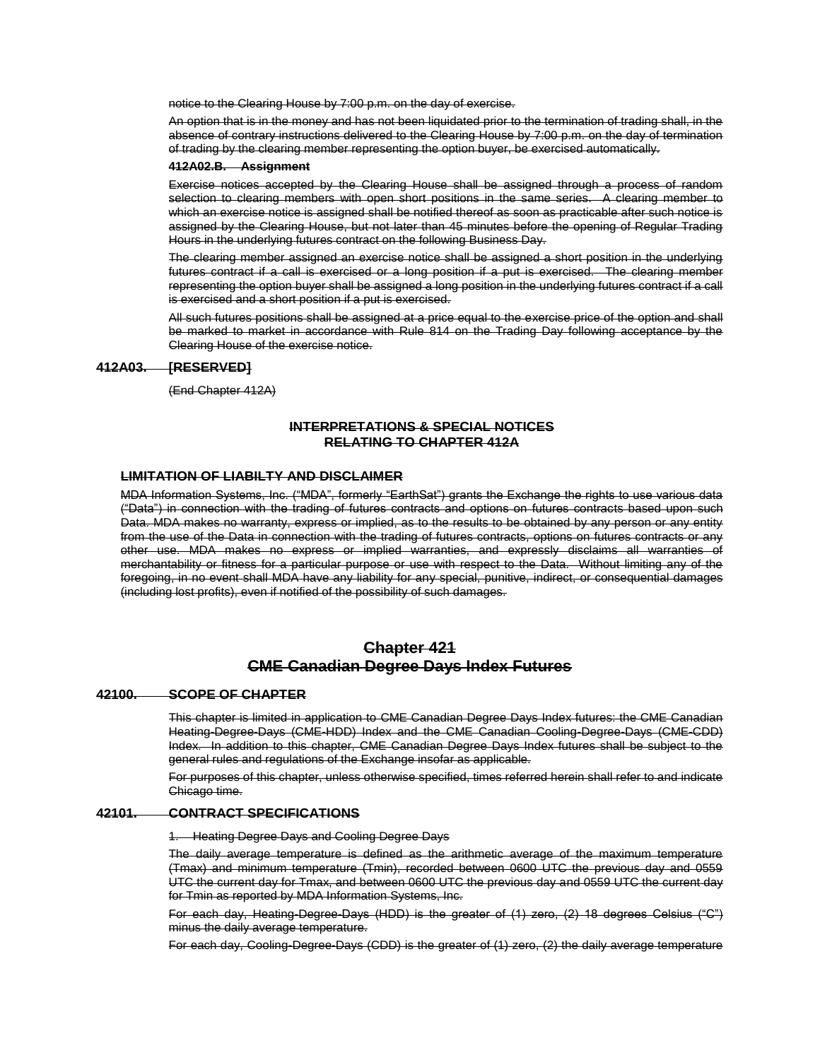notice to the Clearing House by 7:00 p.m. on the day of exercise.

An option that is in the money and has not been liquidated prior to the termination of trading shall, in the absence of contrary instructions delivered to the Clearing House by 7:00 p.m. on the day of termination of trading by the clearing member representing the option buyer, be exercised automatically.

**412A02.B. Assignment**

Exercise notices accepted by the Clearing House shall be assigned through a process of random selection to clearing members with open short positions in the same series. A clearing member to which an exercise notice is assigned shall be notified thereof as soon as practicable after such notice is assigned by the Clearing House, but not later than 45 minutes before the opening of Regular Trading Hours in the underlying futures contract on the following Business Day.

The clearing member assigned an exercise notice shall be assigned a short position in the underlying futures contract if a call is exercised or a long position if a put is exercised. The clearing member representing the option buyer shall be assigned a long position in the underlying futures contract if a call is exercised and a short position if a put is exercised.

All such futures positions shall be assigned at a price equal to the exercise price of the option and shall be marked to market in accordance with Rule 814 on the Trading Day following acceptance by the Clearing House of the exercise notice.

### 412A03. [RESERVED]

(End Chapter 412A)

**INTERPRETATIONS & SPECIAL NOTICES RELATING TO CHAPTER 412A**

**LIMITATION OF LIABILTY AND DISCLAIMER**

MDA Information Systems, Inc. ("MDA", formerly "EarthSat") grants the Exchange the rights to use various data ("Data") in connection with the trading of futures contracts and options on futures contracts based upon such Data. MDA makes no warranty, express or implied, as to the results to be obtained by any person or any entity from the use of the Data in connection with the trading of futures contracts, options on futures contracts or any other use. MDA makes no express or implied warranties, and expressly disclaims all warranties of merchantability or fitness for a particular purpose or use with respect to the Data. Without limiting any of the foregoing, in no event shall MDA have any liability for any special, punitive, indirect, or consequential damages (including lost profits), even if notified of the possibility of such damages.

## Chapter 421
## CME Canadian Degree Days Index Futures

### 42100. SCOPE OF CHAPTER

This chapter is limited in application to CME Canadian Degree Days Index futures: the CME Canadian Heating-Degree-Days (CME-HDD) Index and the CME Canadian Cooling-Degree-Days (CME-CDD) Index. In addition to this chapter, CME Canadian Degree Days Index futures shall be subject to the general rules and regulations of the Exchange insofar as applicable.

For purposes of this chapter, unless otherwise specified, times referred herein shall refer to and indicate Chicago time.

### 42101. CONTRACT SPECIFICATIONS

1. Heating Degree Days and Cooling Degree Days

The daily average temperature is defined as the arithmetic average of the maximum temperature (Tmax) and minimum temperature (Tmin), recorded between 0600 UTC the previous day and 0559 UTC the current day for Tmax, and between 0600 UTC the previous day and 0559 UTC the current day for Tmin as reported by MDA Information Systems, Inc.

For each day, Heating-Degree-Days (HDD) is the greater of (1) zero, (2) 18 degrees Celsius ("C") minus the daily average temperature.

For each day, Cooling-Degree-Days (CDD) is the greater of (1) zero, (2) the daily average temperature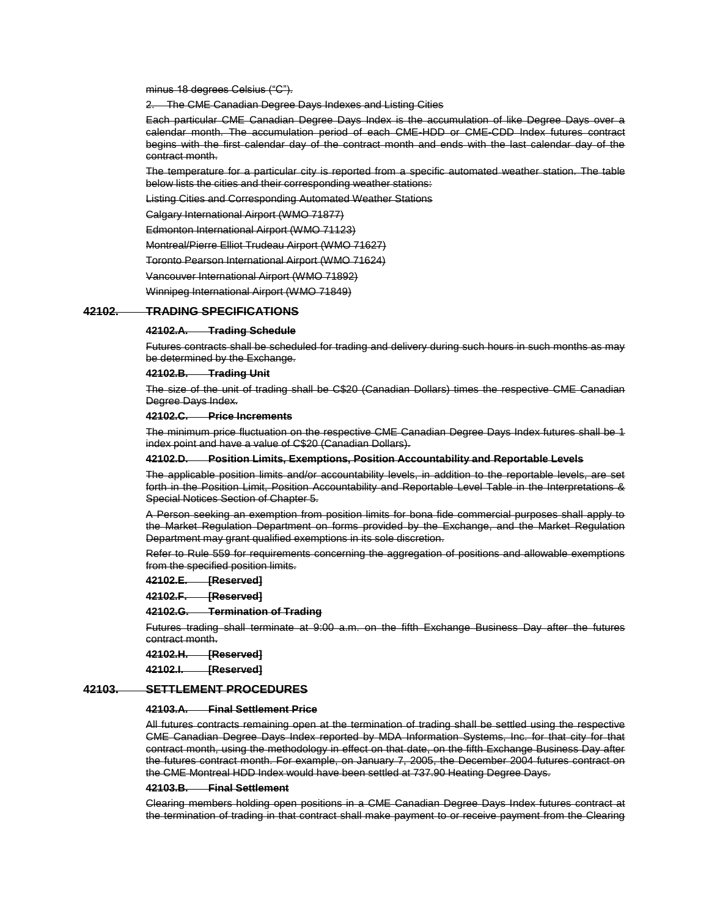~~minus 18 degrees Celsius ("C").~~

~~2. The CME Canadian Degree Days Indexes and Listing Cities~~

~~Each particular CME Canadian Degree Days Index is the accumulation of like Degree Days over a calendar month. The accumulation period of each CME-HDD or CME-CDD Index futures contract begins with the first calendar day of the contract month and ends with the last calendar day of the contract month.~~

~~The temperature for a particular city is reported from a specific automated weather station. The table below lists the cities and their corresponding weather stations:~~

~~Listing Cities and Corresponding Automated Weather Stations~~

~~Calgary International Airport (WMO 71877)~~

~~Edmonton International Airport (WMO 71123)~~

~~Montreal/Pierre Elliot Trudeau Airport (WMO 71627)~~

~~Toronto Pearson International Airport (WMO 71624)~~

~~Vancouver International Airport (WMO 71892)~~

~~Winnipeg International Airport (WMO 71849)~~

## ~~42102. TRADING SPECIFICATIONS~~

### ~~42102.A. Trading Schedule~~

~~Futures contracts shall be scheduled for trading and delivery during such hours in such months as may be determined by the Exchange.~~

### ~~42102.B. Trading Unit~~

~~The size of the unit of trading shall be C$20 (Canadian Dollars) times the respective CME Canadian Degree Days Index.~~

### ~~42102.C. Price Increments~~

~~The minimum price fluctuation on the respective CME Canadian Degree Days Index futures shall be 1 index point and have a value of C$20 (Canadian Dollars).~~

### ~~42102.D. Position Limits, Exemptions, Position Accountability and Reportable Levels~~

~~The applicable position limits and/or accountability levels, in addition to the reportable levels, are set forth in the Position Limit, Position Accountability and Reportable Level Table in the Interpretations & Special Notices Section of Chapter 5.~~

~~A Person seeking an exemption from position limits for bona fide commercial purposes shall apply to the Market Regulation Department on forms provided by the Exchange, and the Market Regulation Department may grant qualified exemptions in its sole discretion.~~

~~Refer to Rule 559 for requirements concerning the aggregation of positions and allowable exemptions from the specified position limits.~~

### ~~42102.E. [Reserved]~~

### ~~42102.F. [Reserved]~~

### ~~42102.G. Termination of Trading~~

~~Futures trading shall terminate at 9:00 a.m. on the fifth Exchange Business Day after the futures contract month.~~

### ~~42102.H. [Reserved]~~

### ~~42102.I. [Reserved]~~

## ~~42103. SETTLEMENT PROCEDURES~~

### ~~42103.A. Final Settlement Price~~

~~All futures contracts remaining open at the termination of trading shall be settled using the respective CME Canadian Degree Days Index reported by MDA Information Systems, Inc. for that city for that contract month, using the methodology in effect on that date, on the fifth Exchange Business Day after the futures contract month. For example, on January 7, 2005, the December 2004 futures contract on the CME Montreal HDD Index would have been settled at 737.90 Heating Degree Days.~~

### ~~42103.B. Final Settlement~~

~~Clearing members holding open positions in a CME Canadian Degree Days Index futures contract at the termination of trading in that contract shall make payment to or receive payment from the Clearing~~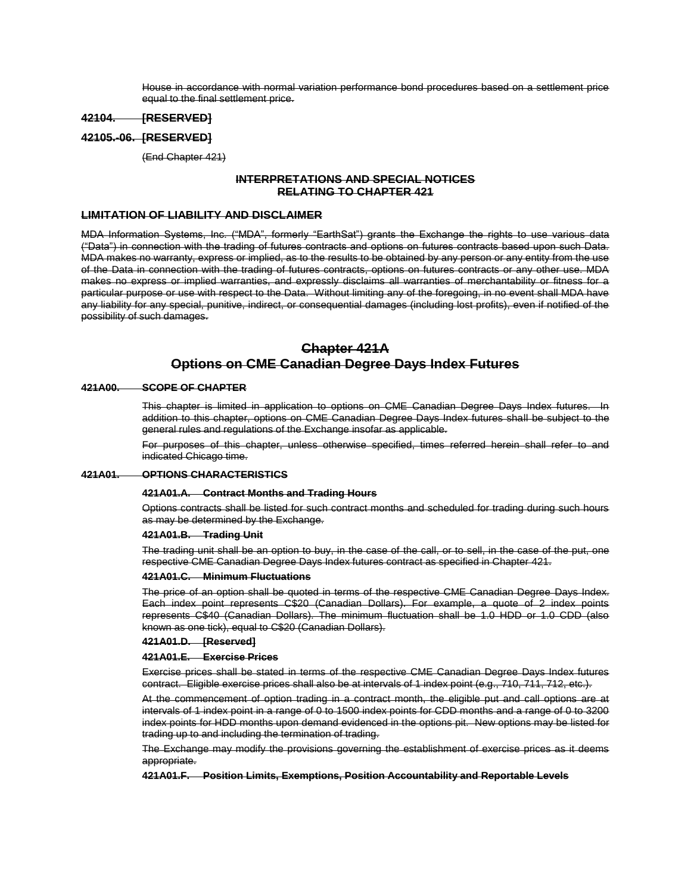House in accordance with normal variation performance bond procedures based on a settlement price equal to the final settlement price.

**42104. [RESERVED]**

**42105.-06. [RESERVED]**

(End Chapter 421)

**INTERPRETATIONS AND SPECIAL NOTICES RELATING TO CHAPTER 421**

**LIMITATION OF LIABILITY AND DISCLAIMER**

MDA Information Systems, Inc. ("MDA", formerly "EarthSat") grants the Exchange the rights to use various data ("Data") in connection with the trading of futures contracts and options on futures contracts based upon such Data. MDA makes no warranty, express or implied, as to the results to be obtained by any person or any entity from the use of the Data in connection with the trading of futures contracts, options on futures contracts or any other use. MDA makes no express or implied warranties, and expressly disclaims all warranties of merchantability or fitness for a particular purpose or use with respect to the Data. Without limiting any of the foregoing, in no event shall MDA have any liability for any special, punitive, indirect, or consequential damages (including lost profits), even if notified of the possibility of such damages.

# Chapter 421A
# Options on CME Canadian Degree Days Index Futures

**421A00. SCOPE OF CHAPTER**

This chapter is limited in application to options on CME Canadian Degree Days Index futures. In addition to this chapter, options on CME Canadian Degree Days Index futures shall be subject to the general rules and regulations of the Exchange insofar as applicable.

For purposes of this chapter, unless otherwise specified, times referred herein shall refer to and indicated Chicago time.

**421A01. OPTIONS CHARACTERISTICS**

**421A01.A. Contract Months and Trading Hours**

Options contracts shall be listed for such contract months and scheduled for trading during such hours as may be determined by the Exchange.

**421A01.B. Trading Unit**

The trading unit shall be an option to buy, in the case of the call, or to sell, in the case of the put, one respective CME Canadian Degree Days Index futures contract as specified in Chapter 421.

**421A01.C. Minimum Fluctuations**

The price of an option shall be quoted in terms of the respective CME Canadian Degree Days Index. Each index point represents C$20 (Canadian Dollars). For example, a quote of 2 index points represents C$40 (Canadian Dollars). The minimum fluctuation shall be 1.0 HDD or 1.0 CDD (also known as one tick), equal to C$20 (Canadian Dollars).

**421A01.D. [Reserved]**

**421A01.E. Exercise Prices**

Exercise prices shall be stated in terms of the respective CME Canadian Degree Days Index futures contract. Eligible exercise prices shall also be at intervals of 1 index point (e.g., 710, 711, 712, etc.).

At the commencement of option trading in a contract month, the eligible put and call options are at intervals of 1 index point in a range of 0 to 1500 index points for CDD months and a range of 0 to 3200 index points for HDD months upon demand evidenced in the options pit. New options may be listed for trading up to and including the termination of trading.

The Exchange may modify the provisions governing the establishment of exercise prices as it deems appropriate.

**421A01.F. Position Limits, Exemptions, Position Accountability and Reportable Levels**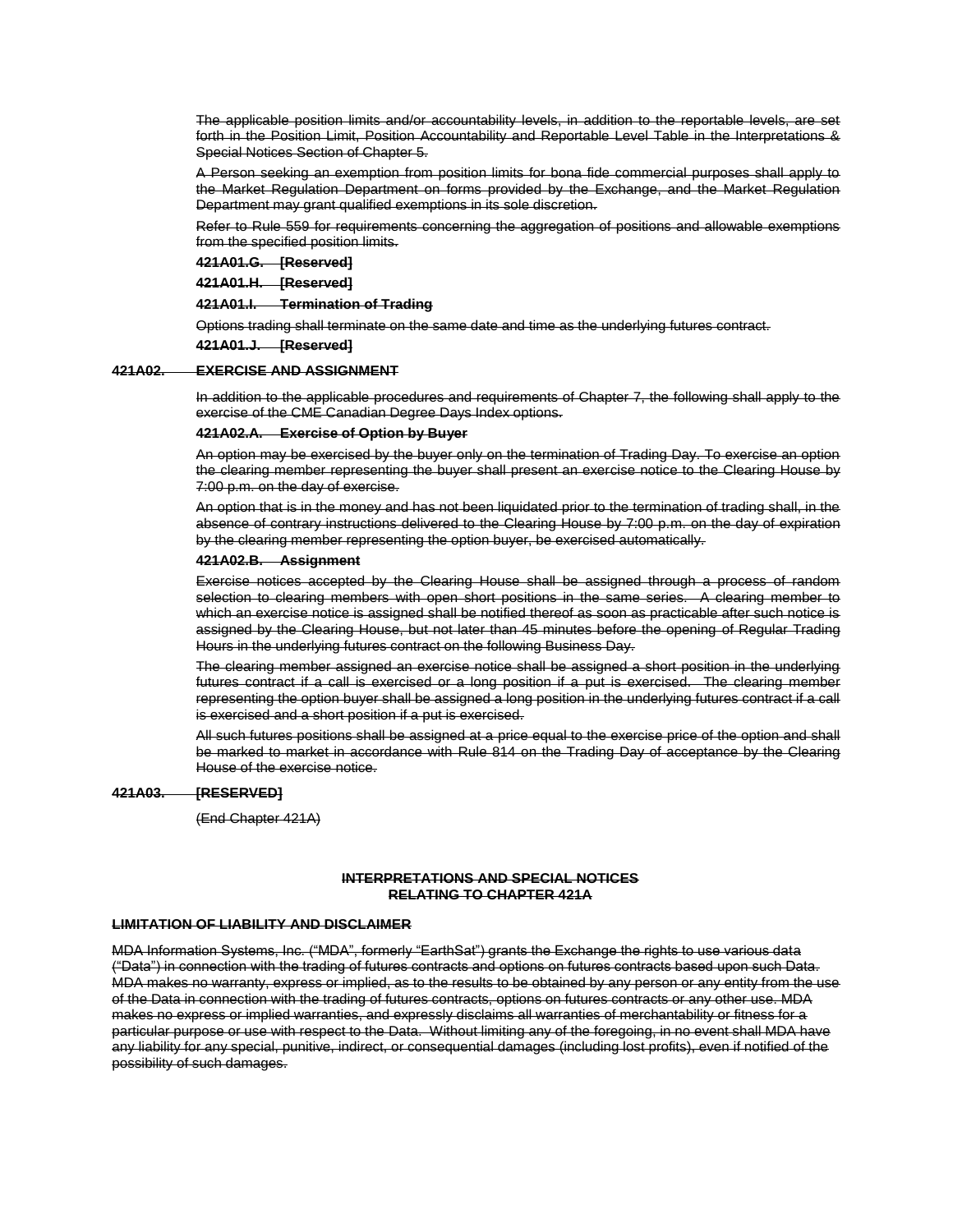~~The applicable position limits and/or accountability levels, in addition to the reportable levels, are set forth in the Position Limit, Position Accountability and Reportable Level Table in the Interpretations & Special Notices Section of Chapter 5.~~

~~A Person seeking an exemption from position limits for bona fide commercial purposes shall apply to the Market Regulation Department on forms provided by the Exchange, and the Market Regulation Department may grant qualified exemptions in its sole discretion.~~

~~Refer to Rule 559 for requirements concerning the aggregation of positions and allowable exemptions from the specified position limits.~~

~~**421A01.G. [Reserved]**~~

~~**421A01.H. [Reserved]**~~

~~**421A01.I. Termination of Trading**~~

~~Options trading shall terminate on the same date and time as the underlying futures contract.~~

~~**421A01.J. [Reserved]**~~

~~**421A02. EXERCISE AND ASSIGNMENT**~~

~~In addition to the applicable procedures and requirements of Chapter 7, the following shall apply to the exercise of the CME Canadian Degree Days Index options.~~

~~**421A02.A. Exercise of Option by Buyer**~~

~~An option may be exercised by the buyer only on the termination of Trading Day. To exercise an option the clearing member representing the buyer shall present an exercise notice to the Clearing House by 7:00 p.m. on the day of exercise.~~

~~An option that is in the money and has not been liquidated prior to the termination of trading shall, in the absence of contrary instructions delivered to the Clearing House by 7:00 p.m. on the day of expiration by the clearing member representing the option buyer, be exercised automatically.~~

~~**421A02.B. Assignment**~~

~~Exercise notices accepted by the Clearing House shall be assigned through a process of random selection to clearing members with open short positions in the same series. A clearing member to which an exercise notice is assigned shall be notified thereof as soon as practicable after such notice is assigned by the Clearing House, but not later than 45 minutes before the opening of Regular Trading Hours in the underlying futures contract on the following Business Day.~~

~~The clearing member assigned an exercise notice shall be assigned a short position in the underlying futures contract if a call is exercised or a long position if a put is exercised. The clearing member representing the option buyer shall be assigned a long position in the underlying futures contract if a call is exercised and a short position if a put is exercised.~~

~~All such futures positions shall be assigned at a price equal to the exercise price of the option and shall be marked to market in accordance with Rule 814 on the Trading Day of acceptance by the Clearing House of the exercise notice.~~

~~**421A03. [RESERVED]**~~

~~(End Chapter 421A)~~

~~**INTERPRETATIONS AND SPECIAL NOTICES RELATING TO CHAPTER 421A**~~

~~**LIMITATION OF LIABILITY AND DISCLAIMER**~~

~~MDA Information Systems, Inc. ("MDA", formerly "EarthSat") grants the Exchange the rights to use various data ("Data") in connection with the trading of futures contracts and options on futures contracts based upon such Data. MDA makes no warranty, express or implied, as to the results to be obtained by any person or any entity from the use of the Data in connection with the trading of futures contracts, options on futures contracts or any other use. MDA makes no express or implied warranties, and expressly disclaims all warranties of merchantability or fitness for a particular purpose or use with respect to the Data. Without limiting any of the foregoing, in no event shall MDA have any liability for any special, punitive, indirect, or consequential damages (including lost profits), even if notified of the possibility of such damages.~~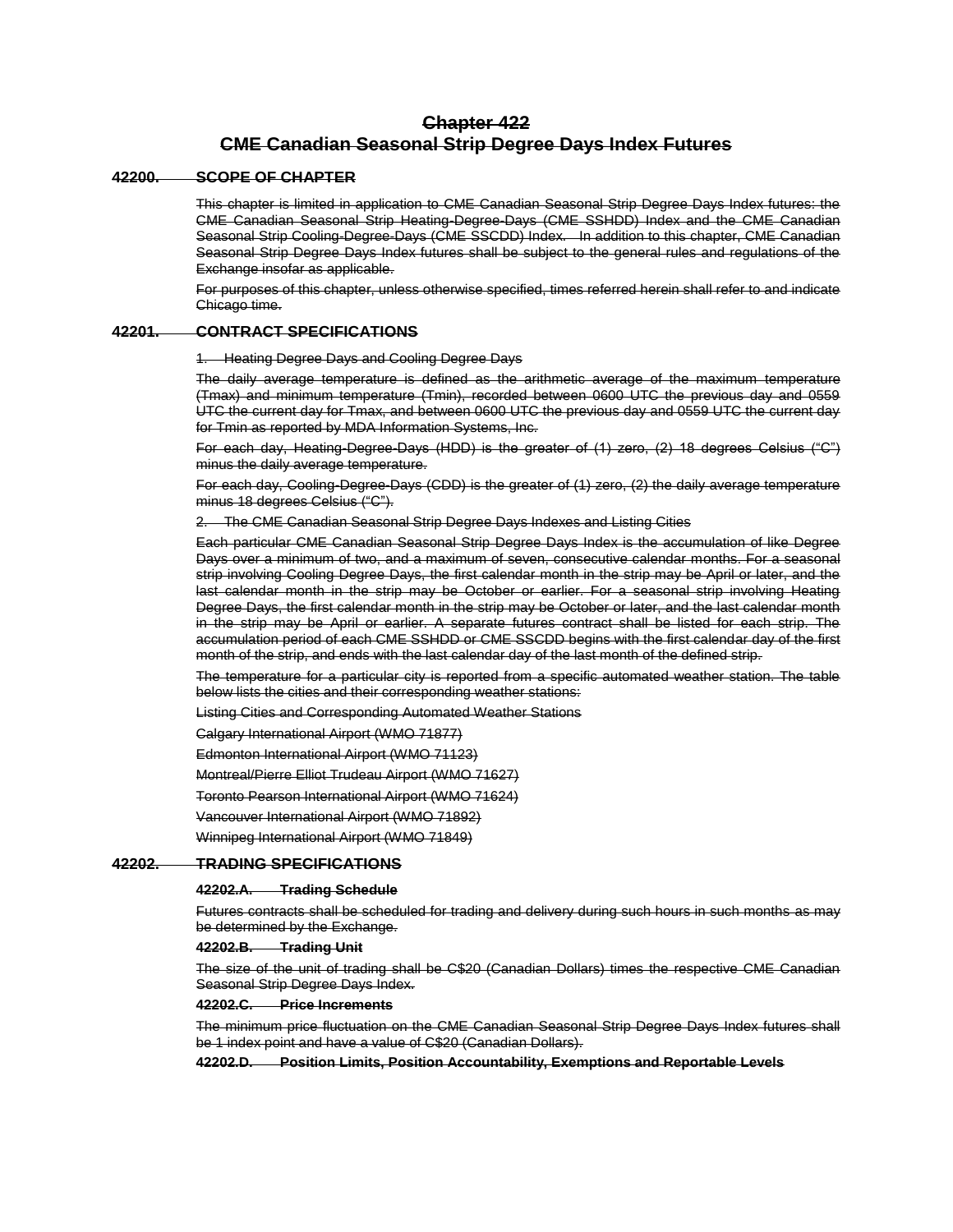# ~~Chapter 422~~
# ~~CME Canadian Seasonal Strip Degree Days Index Futures~~

## ~~42200. SCOPE OF CHAPTER~~

~~This chapter is limited in application to CME Canadian Seasonal Strip Degree Days Index futures: the CME Canadian Seasonal Strip Heating-Degree-Days (CME SSHDD) Index and the CME Canadian Seasonal Strip Cooling-Degree-Days (CME SSCDD) Index. In addition to this chapter, CME Canadian Seasonal Strip Degree Days Index futures shall be subject to the general rules and regulations of the Exchange insofar as applicable.~~

~~For purposes of this chapter, unless otherwise specified, times referred herein shall refer to and indicate Chicago time.~~

## ~~42201. CONTRACT SPECIFICATIONS~~

~~1. Heating Degree Days and Cooling Degree Days~~

~~The daily average temperature is defined as the arithmetic average of the maximum temperature (Tmax) and minimum temperature (Tmin), recorded between 0600 UTC the previous day and 0559 UTC the current day for Tmax, and between 0600 UTC the previous day and 0559 UTC the current day for Tmin as reported by MDA Information Systems, Inc.~~

~~For each day, Heating-Degree-Days (HDD) is the greater of (1) zero, (2) 18 degrees Celsius ("C") minus the daily average temperature.~~

~~For each day, Cooling-Degree-Days (CDD) is the greater of (1) zero, (2) the daily average temperature minus 18 degrees Celsius ("C").~~

~~2. The CME Canadian Seasonal Strip Degree Days Indexes and Listing Cities~~

~~Each particular CME Canadian Seasonal Strip Degree Days Index is the accumulation of like Degree Days over a minimum of two, and a maximum of seven, consecutive calendar months. For a seasonal strip involving Cooling Degree Days, the first calendar month in the strip may be April or later, and the last calendar month in the strip may be October or earlier. For a seasonal strip involving Heating Degree Days, the first calendar month in the strip may be October or later, and the last calendar month in the strip may be April or earlier. A separate futures contract shall be listed for each strip. The accumulation period of each CME SSHDD or CME SSCDD begins with the first calendar day of the first month of the strip, and ends with the last calendar day of the last month of the defined strip.~~

~~The temperature for a particular city is reported from a specific automated weather station. The table below lists the cities and their corresponding weather stations:~~

~~Listing Cities and Corresponding Automated Weather Stations~~

~~Calgary International Airport (WMO 71877)~~

~~Edmonton International Airport (WMO 71123)~~

~~Montreal/Pierre Elliot Trudeau Airport (WMO 71627)~~

~~Toronto Pearson International Airport (WMO 71624)~~

~~Vancouver International Airport (WMO 71892)~~

~~Winnipeg International Airport (WMO 71849)~~

## ~~42202. TRADING SPECIFICATIONS~~

### ~~42202.A. Trading Schedule~~

~~Futures contracts shall be scheduled for trading and delivery during such hours in such months as may be determined by the Exchange.~~

### ~~42202.B. Trading Unit~~

~~The size of the unit of trading shall be C$20 (Canadian Dollars) times the respective CME Canadian Seasonal Strip Degree Days Index.~~

### ~~42202.C. Price Increments~~

~~The minimum price fluctuation on the CME Canadian Seasonal Strip Degree Days Index futures shall be 1 index point and have a value of C$20 (Canadian Dollars).~~

### ~~42202.D. Position Limits, Position Accountability, Exemptions and Reportable Levels~~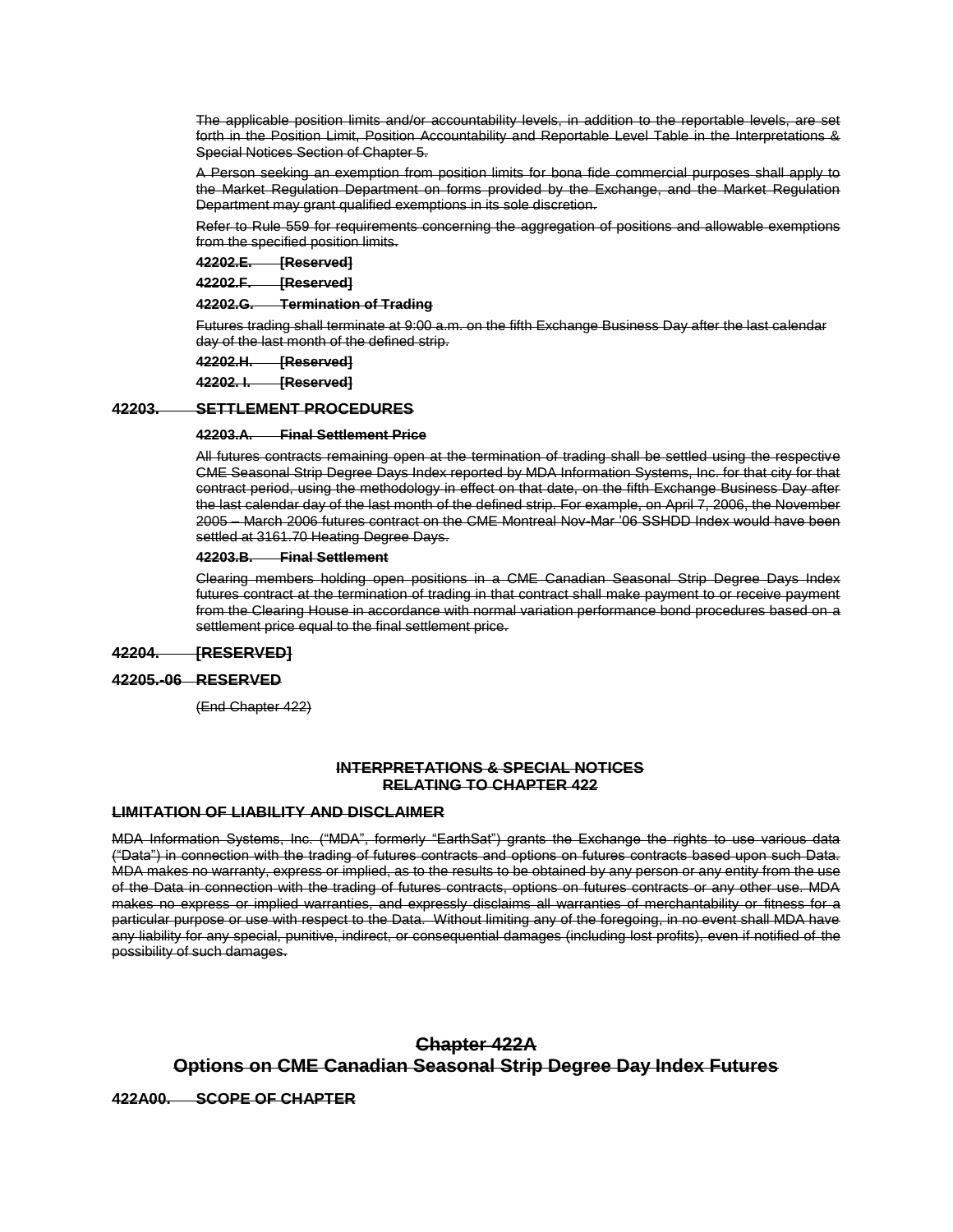The applicable position limits and/or accountability levels, in addition to the reportable levels, are set forth in the Position Limit, Position Accountability and Reportable Level Table in the Interpretations & Special Notices Section of Chapter 5.

A Person seeking an exemption from position limits for bona fide commercial purposes shall apply to the Market Regulation Department on forms provided by the Exchange, and the Market Regulation Department may grant qualified exemptions in its sole discretion.

Refer to Rule 559 for requirements concerning the aggregation of positions and allowable exemptions from the specified position limits.

**42202.E. [Reserved]**

**42202.F. [Reserved]**

**42202.G. Termination of Trading**

Futures trading shall terminate at 9:00 a.m. on the fifth Exchange Business Day after the last calendar day of the last month of the defined strip.

**42202.H. [Reserved]**

**42202. I. [Reserved]**

## 42203. SETTLEMENT PROCEDURES

**42203.A. Final Settlement Price**

All futures contracts remaining open at the termination of trading shall be settled using the respective CME Seasonal Strip Degree Days Index reported by MDA Information Systems, Inc. for that city for that contract period, using the methodology in effect on that date, on the fifth Exchange Business Day after the last calendar day of the last month of the defined strip. For example, on April 7, 2006, the November 2005 – March 2006 futures contract on the CME Montreal Nov-Mar '06 SSHDD Index would have been settled at 3161.70 Heating Degree Days.

**42203.B. Final Settlement**

Clearing members holding open positions in a CME Canadian Seasonal Strip Degree Days Index futures contract at the termination of trading in that contract shall make payment to or receive payment from the Clearing House in accordance with normal variation performance bond procedures based on a settlement price equal to the final settlement price.

## 42204. [RESERVED]

## 42205.-06 RESERVED

(End Chapter 422)

**INTERPRETATIONS & SPECIAL NOTICES RELATING TO CHAPTER 422**

**LIMITATION OF LIABILITY AND DISCLAIMER**

MDA Information Systems, Inc. ("MDA", formerly "EarthSat") grants the Exchange the rights to use various data ("Data") in connection with the trading of futures contracts and options on futures contracts based upon such Data. MDA makes no warranty, express or implied, as to the results to be obtained by any person or any entity from the use of the Data in connection with the trading of futures contracts, options on futures contracts or any other use. MDA makes no express or implied warranties, and expressly disclaims all warranties of merchantability or fitness for a particular purpose or use with respect to the Data. Without limiting any of the foregoing, in no event shall MDA have any liability for any special, punitive, indirect, or consequential damages (including lost profits), even if notified of the possibility of such damages.

# Chapter 422A
# Options on CME Canadian Seasonal Strip Degree Day Index Futures

## 422A00. SCOPE OF CHAPTER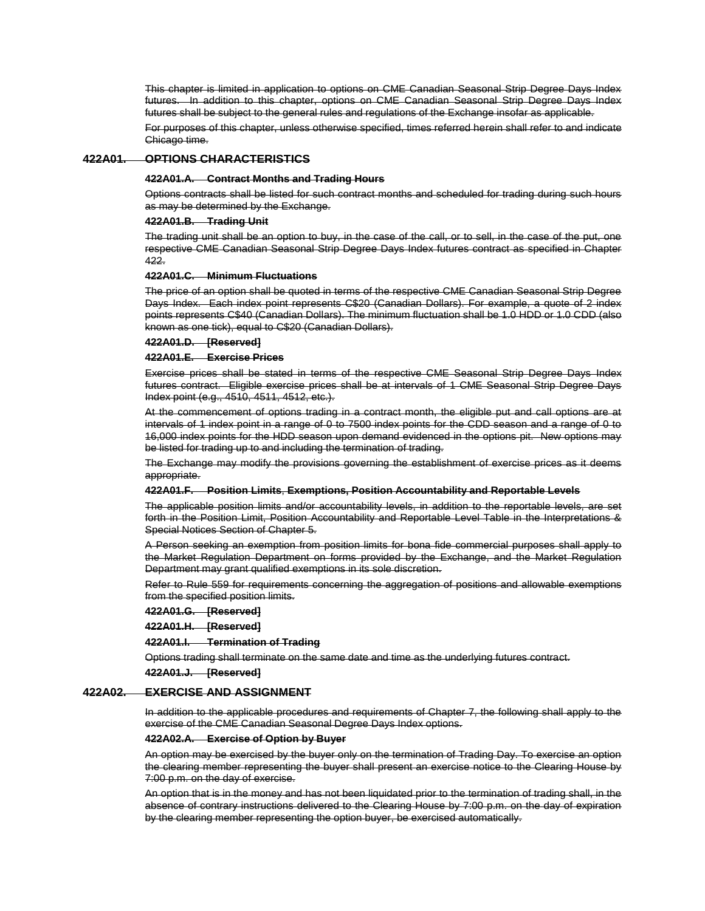~~This chapter is limited in application to options on CME Canadian Seasonal Strip Degree Days Index futures. In addition to this chapter, options on CME Canadian Seasonal Strip Degree Days Index futures shall be subject to the general rules and regulations of the Exchange insofar as applicable.~~

~~For purposes of this chapter, unless otherwise specified, times referred herein shall refer to and indicate Chicago time.~~

## ~~422A01. OPTIONS CHARACTERISTICS~~

### ~~422A01.A. Contract Months and Trading Hours~~

~~Options contracts shall be listed for such contract months and scheduled for trading during such hours as may be determined by the Exchange.~~

### ~~422A01.B. Trading Unit~~

~~The trading unit shall be an option to buy, in the case of the call, or to sell, in the case of the put, one respective CME Canadian Seasonal Strip Degree Days Index futures contract as specified in Chapter 422.~~

### ~~422A01.C. Minimum Fluctuations~~

~~The price of an option shall be quoted in terms of the respective CME Canadian Seasonal Strip Degree Days Index. Each index point represents C$20 (Canadian Dollars). For example, a quote of 2 index points represents C$40 (Canadian Dollars). The minimum fluctuation shall be 1.0 HDD or 1.0 CDD (also known as one tick), equal to C$20 (Canadian Dollars).~~

### ~~422A01.D. [Reserved]~~

### ~~422A01.E. Exercise Prices~~

~~Exercise prices shall be stated in terms of the respective CME Seasonal Strip Degree Days Index futures contract. Eligible exercise prices shall be at intervals of 1 CME Seasonal Strip Degree Days Index point (e.g., 4510, 4511, 4512, etc.).~~

~~At the commencement of options trading in a contract month, the eligible put and call options are at intervals of 1 index point in a range of 0 to 7500 index points for the CDD season and a range of 0 to 16,000 index points for the HDD season upon demand evidenced in the options pit. New options may be listed for trading up to and including the termination of trading.~~

~~The Exchange may modify the provisions governing the establishment of exercise prices as it deems appropriate.~~

### ~~422A01.F. Position Limits, Exemptions, Position Accountability and Reportable Levels~~

~~The applicable position limits and/or accountability levels, in addition to the reportable levels, are set forth in the Position Limit, Position Accountability and Reportable Level Table in the Interpretations & Special Notices Section of Chapter 5.~~

~~A Person seeking an exemption from position limits for bona fide commercial purposes shall apply to the Market Regulation Department on forms provided by the Exchange, and the Market Regulation Department may grant qualified exemptions in its sole discretion.~~

~~Refer to Rule 559 for requirements concerning the aggregation of positions and allowable exemptions from the specified position limits.~~

### ~~422A01.G. [Reserved]~~

### ~~422A01.H. [Reserved]~~

### ~~422A01.I. Termination of Trading~~

~~Options trading shall terminate on the same date and time as the underlying futures contract.~~

### ~~422A01.J. [Reserved]~~

## ~~422A02. EXERCISE AND ASSIGNMENT~~

~~In addition to the applicable procedures and requirements of Chapter 7, the following shall apply to the exercise of the CME Canadian Seasonal Degree Days Index options.~~

### ~~422A02.A. Exercise of Option by Buyer~~

~~An option may be exercised by the buyer only on the termination of Trading Day. To exercise an option the clearing member representing the buyer shall present an exercise notice to the Clearing House by 7:00 p.m. on the day of exercise.~~

~~An option that is in the money and has not been liquidated prior to the termination of trading shall, in the absence of contrary instructions delivered to the Clearing House by 7:00 p.m. on the day of expiration by the clearing member representing the option buyer, be exercised automatically.~~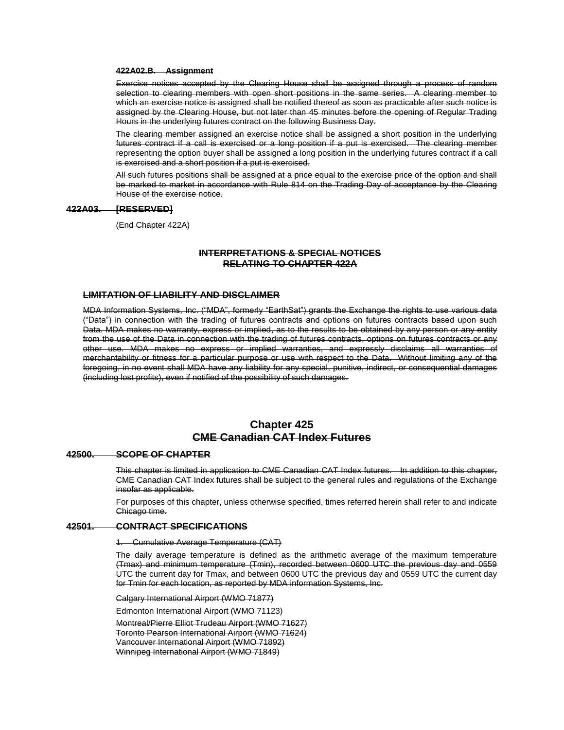**422A02.B. Assignment**

Exercise notices accepted by the Clearing House shall be assigned through a process of random selection to clearing members with open short positions in the same series. A clearing member to which an exercise notice is assigned shall be notified thereof as soon as practicable after such notice is assigned by the Clearing House, but not later than 45 minutes before the opening of Regular Trading Hours in the underlying futures contract on the following Business Day.

The clearing member assigned an exercise notice shall be assigned a short position in the underlying futures contract if a call is exercised or a long position if a put is exercised. The clearing member representing the option buyer shall be assigned a long position in the underlying futures contract if a call is exercised and a short position if a put is exercised.

All such futures positions shall be assigned at a price equal to the exercise price of the option and shall be marked to market in accordance with Rule 814 on the Trading Day of acceptance by the Clearing House of the exercise notice.

**422A03. [RESERVED]**

(End Chapter 422A)

**INTERPRETATIONS & SPECIAL NOTICES RELATING TO CHAPTER 422A**

**LIMITATION OF LIABILITY AND DISCLAIMER**

MDA Information Systems, Inc. ("MDA", formerly "EarthSat") grants the Exchange the rights to use various data ("Data") in connection with the trading of futures contracts and options on futures contracts based upon such Data. MDA makes no warranty, express or implied, as to the results to be obtained by any person or any entity from the use of the Data in connection with the trading of futures contracts, options on futures contracts or any other use. MDA makes no express or implied warranties, and expressly disclaims all warranties of merchantability or fitness for a particular purpose or use with respect to the Data. Without limiting any of the foregoing, in no event shall MDA have any liability for any special, punitive, indirect, or consequential damages (including lost profits), even if notified of the possibility of such damages.

## Chapter 425
## CME Canadian CAT Index Futures

**42500. SCOPE OF CHAPTER**

This chapter is limited in application to CME Canadian CAT Index futures. In addition to this chapter, CME Canadian CAT Index futures shall be subject to the general rules and regulations of the Exchange insofar as applicable.

For purposes of this chapter, unless otherwise specified, times referred herein shall refer to and indicate Chicago time.

**42501. CONTRACT SPECIFICATIONS**

1. Cumulative Average Temperature (CAT)

The daily average temperature is defined as the arithmetic average of the maximum temperature (Tmax) and minimum temperature (Tmin), recorded between 0600 UTC the previous day and 0559 UTC the current day for Tmax, and between 0600 UTC the previous day and 0559 UTC the current day for Tmin for each location, as reported by MDA information Systems, Inc.

Calgary International Airport (WMO 71877)

Edmonton International Airport (WMO 71123)

Montreal/Pierre Elliot Trudeau Airport (WMO 71627)
Toronto Pearson International Airport (WMO 71624)
Vancouver International Airport (WMO 71892)
Winnipeg International Airport (WMO 71849)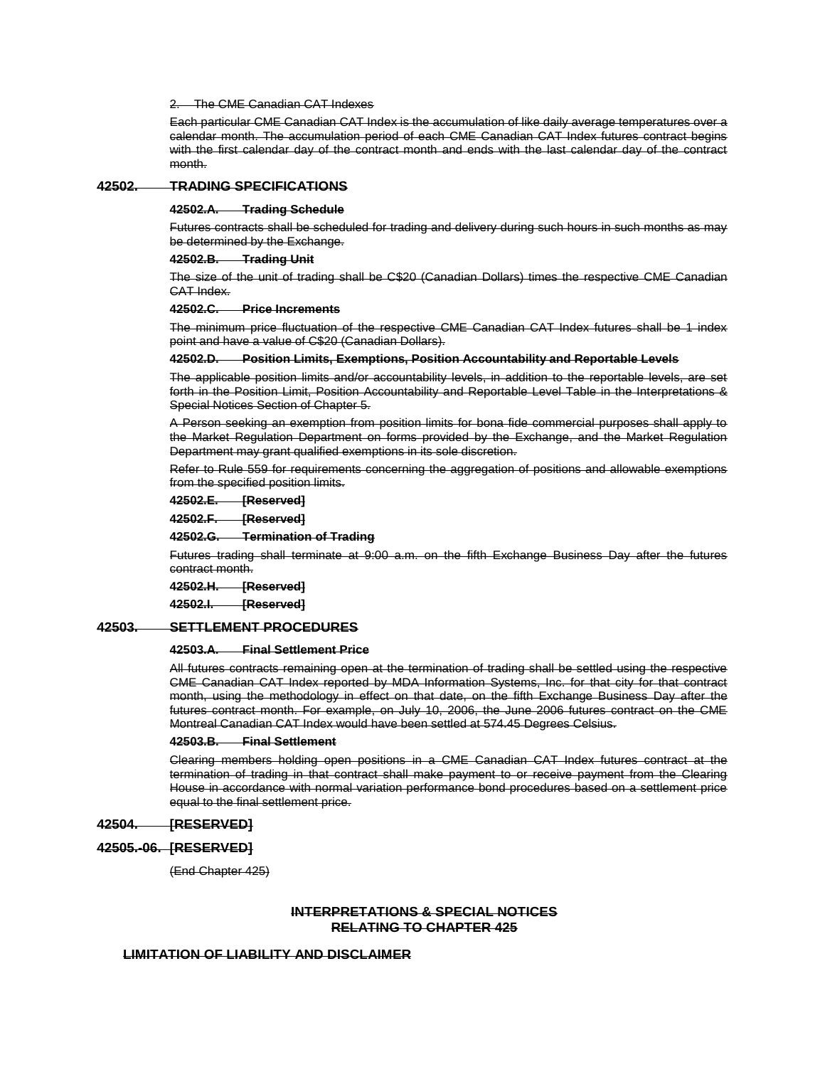2. The CME Canadian CAT Indexes

Each particular CME Canadian CAT Index is the accumulation of like daily average temperatures over a calendar month. The accumulation period of each CME Canadian CAT Index futures contract begins with the first calendar day of the contract month and ends with the last calendar day of the contract month.

## 42502. TRADING SPECIFICATIONS

### 42502.A. Trading Schedule

Futures contracts shall be scheduled for trading and delivery during such hours in such months as may be determined by the Exchange.

### 42502.B. Trading Unit

The size of the unit of trading shall be C$20 (Canadian Dollars) times the respective CME Canadian CAT Index.

### 42502.C. Price Increments

The minimum price fluctuation of the respective CME Canadian CAT Index futures shall be 1 index point and have a value of C$20 (Canadian Dollars).

### 42502.D. Position Limits, Exemptions, Position Accountability and Reportable Levels

The applicable position limits and/or accountability levels, in addition to the reportable levels, are set forth in the Position Limit, Position Accountability and Reportable Level Table in the Interpretations & Special Notices Section of Chapter 5.

A Person seeking an exemption from position limits for bona fide commercial purposes shall apply to the Market Regulation Department on forms provided by the Exchange, and the Market Regulation Department may grant qualified exemptions in its sole discretion.

Refer to Rule 559 for requirements concerning the aggregation of positions and allowable exemptions from the specified position limits.

### 42502.E. [Reserved]

### 42502.F. [Reserved]

### 42502.G. Termination of Trading

Futures trading shall terminate at 9:00 a.m. on the fifth Exchange Business Day after the futures contract month.

### 42502.H. [Reserved]

### 42502.I. [Reserved]

## 42503. SETTLEMENT PROCEDURES

### 42503.A. Final Settlement Price

All futures contracts remaining open at the termination of trading shall be settled using the respective CME Canadian CAT Index reported by MDA Information Systems, Inc. for that city for that contract month, using the methodology in effect on that date, on the fifth Exchange Business Day after the futures contract month. For example, on July 10, 2006, the June 2006 futures contract on the CME Montreal Canadian CAT Index would have been settled at 574.45 Degrees Celsius.

### 42503.B. Final Settlement

Clearing members holding open positions in a CME Canadian CAT Index futures contract at the termination of trading in that contract shall make payment to or receive payment from the Clearing House in accordance with normal variation performance bond procedures based on a settlement price equal to the final settlement price.

## 42504. [RESERVED]

## 42505.-06. [RESERVED]

(End Chapter 425)

## INTERPRETATIONS & SPECIAL NOTICES RELATING TO CHAPTER 425

### LIMITATION OF LIABILITY AND DISCLAIMER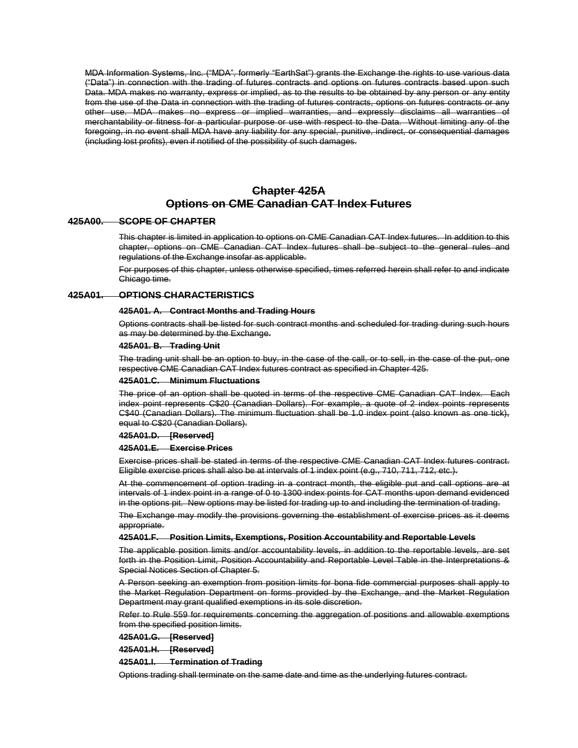~~MDA Information Systems, Inc. ("MDA", formerly "EarthSat") grants the Exchange the rights to use various data ("Data") in connection with the trading of futures contracts and options on futures contracts based upon such Data. MDA makes no warranty, express or implied, as to the results to be obtained by any person or any entity from the use of the Data in connection with the trading of futures contracts, options on futures contracts or any other use. MDA makes no express or implied warranties, and expressly disclaims all warranties of merchantability or fitness for a particular purpose or use with respect to the Data. Without limiting any of the foregoing, in no event shall MDA have any liability for any special, punitive, indirect, or consequential damages (including lost profits), even if notified of the possibility of such damages.~~

# ~~Chapter 425A~~
# ~~Options on CME Canadian CAT Index Futures~~

## ~~425A00. SCOPE OF CHAPTER~~

~~This chapter is limited in application to options on CME Canadian CAT Index futures. In addition to this chapter, options on CME Canadian CAT Index futures shall be subject to the general rules and regulations of the Exchange insofar as applicable.~~

~~For purposes of this chapter, unless otherwise specified, times referred herein shall refer to and indicate Chicago time.~~

## ~~425A01. OPTIONS CHARACTERISTICS~~

### ~~425A01. A. Contract Months and Trading Hours~~

~~Options contracts shall be listed for such contract months and scheduled for trading during such hours as may be determined by the Exchange.~~

### ~~425A01. B. Trading Unit~~

~~The trading unit shall be an option to buy, in the case of the call, or to sell, in the case of the put, one respective CME Canadian CAT Index futures contract as specified in Chapter 425.~~

### ~~425A01.C. Minimum Fluctuations~~

~~The price of an option shall be quoted in terms of the respective CME Canadian CAT Index. Each index point represents C$20 (Canadian Dollars). For example, a quote of 2 index points represents C$40 (Canadian Dollars). The minimum fluctuation shall be 1.0 index point (also known as one tick), equal to C$20 (Canadian Dollars).~~

### ~~425A01.D. [Reserved]~~

### ~~425A01.E. Exercise Prices~~

~~Exercise prices shall be stated in terms of the respective CME Canadian CAT Index futures contract. Eligible exercise prices shall also be at intervals of 1 index point (e.g., 710, 711, 712, etc.).~~

~~At the commencement of option trading in a contract month, the eligible put and call options are at intervals of 1 index point in a range of 0 to 1300 index points for CAT months upon demand evidenced in the options pit. New options may be listed for trading up to and including the termination of trading.~~

~~The Exchange may modify the provisions governing the establishment of exercise prices as it deems appropriate.~~

### ~~425A01.F. Position Limits, Exemptions, Position Accountability and Reportable Levels~~

~~The applicable position limits and/or accountability levels, in addition to the reportable levels, are set forth in the Position Limit, Position Accountability and Reportable Level Table in the Interpretations & Special Notices Section of Chapter 5.~~

~~A Person seeking an exemption from position limits for bona fide commercial purposes shall apply to the Market Regulation Department on forms provided by the Exchange, and the Market Regulation Department may grant qualified exemptions in its sole discretion.~~

~~Refer to Rule 559 for requirements concerning the aggregation of positions and allowable exemptions from the specified position limits.~~

### ~~425A01.G. [Reserved]~~

### ~~425A01.H. [Reserved]~~

### ~~425A01.I. Termination of Trading~~

~~Options trading shall terminate on the same date and time as the underlying futures contract.~~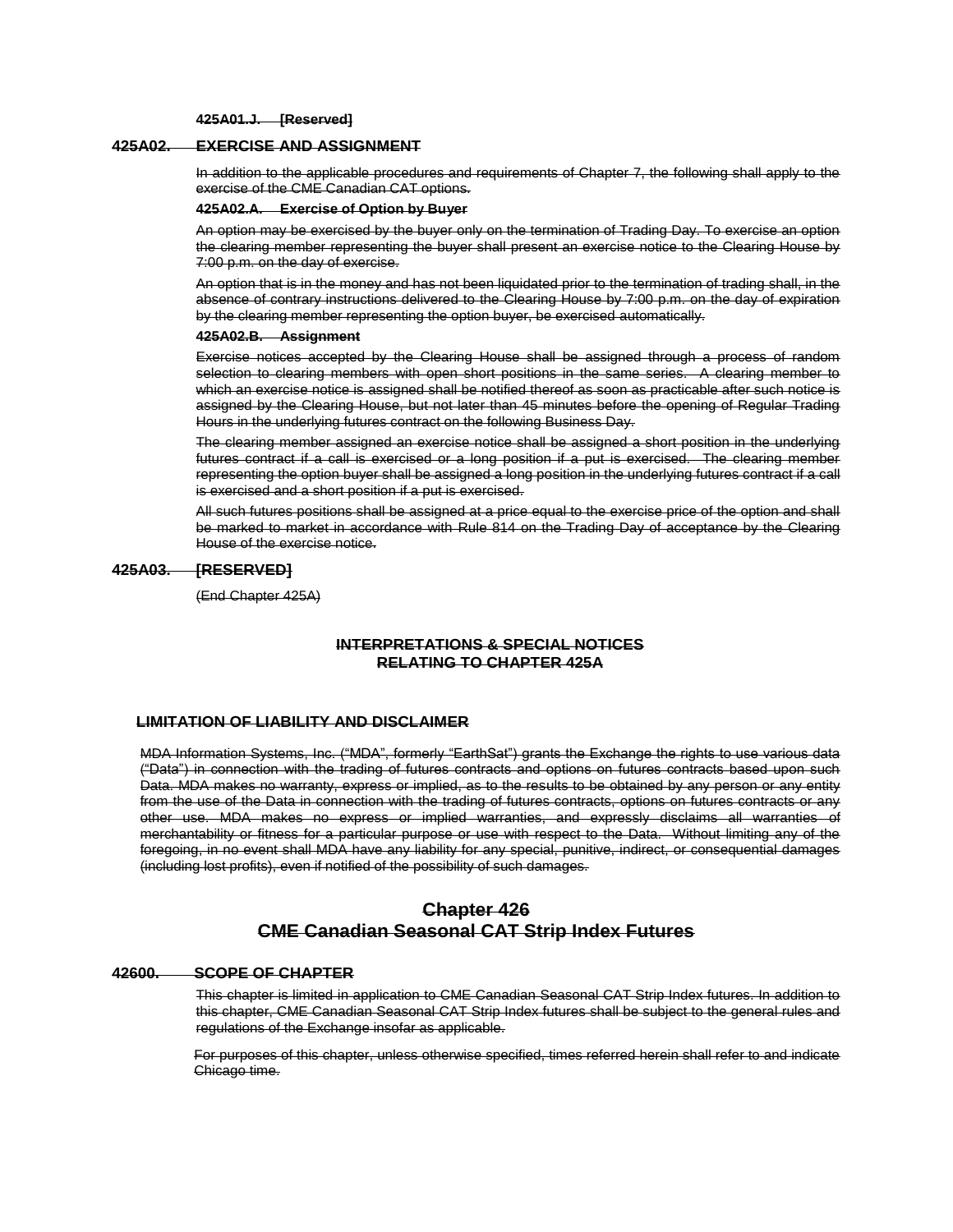**425A01.J. [Reserved]**

## 425A02. EXERCISE AND ASSIGNMENT

In addition to the applicable procedures and requirements of Chapter 7, the following shall apply to the exercise of the CME Canadian CAT options.

**425A02.A. Exercise of Option by Buyer**

An option may be exercised by the buyer only on the termination of Trading Day. To exercise an option the clearing member representing the buyer shall present an exercise notice to the Clearing House by 7:00 p.m. on the day of exercise.

An option that is in the money and has not been liquidated prior to the termination of trading shall, in the absence of contrary instructions delivered to the Clearing House by 7:00 p.m. on the day of expiration by the clearing member representing the option buyer, be exercised automatically.

**425A02.B. Assignment**

Exercise notices accepted by the Clearing House shall be assigned through a process of random selection to clearing members with open short positions in the same series. A clearing member to which an exercise notice is assigned shall be notified thereof as soon as practicable after such notice is assigned by the Clearing House, but not later than 45 minutes before the opening of Regular Trading Hours in the underlying futures contract on the following Business Day.

The clearing member assigned an exercise notice shall be assigned a short position in the underlying futures contract if a call is exercised or a long position if a put is exercised. The clearing member representing the option buyer shall be assigned a long position in the underlying futures contract if a call is exercised and a short position if a put is exercised.

All such futures positions shall be assigned at a price equal to the exercise price of the option and shall be marked to market in accordance with Rule 814 on the Trading Day of acceptance by the Clearing House of the exercise notice.

## 425A03. [RESERVED]

(End Chapter 425A)

**INTERPRETATIONS & SPECIAL NOTICES RELATING TO CHAPTER 425A**

**LIMITATION OF LIABILITY AND DISCLAIMER**

MDA Information Systems, Inc. ("MDA", formerly "EarthSat") grants the Exchange the rights to use various data ("Data") in connection with the trading of futures contracts and options on futures contracts based upon such Data. MDA makes no warranty, express or implied, as to the results to be obtained by any person or any entity from the use of the Data in connection with the trading of futures contracts, options on futures contracts or any other use. MDA makes no express or implied warranties, and expressly disclaims all warranties of merchantability or fitness for a particular purpose or use with respect to the Data. Without limiting any of the foregoing, in no event shall MDA have any liability for any special, punitive, indirect, or consequential damages (including lost profits), even if notified of the possibility of such damages.

# Chapter 426
# CME Canadian Seasonal CAT Strip Index Futures

## 42600. SCOPE OF CHAPTER

This chapter is limited in application to CME Canadian Seasonal CAT Strip Index futures. In addition to this chapter, CME Canadian Seasonal CAT Strip Index futures shall be subject to the general rules and regulations of the Exchange insofar as applicable.

For purposes of this chapter, unless otherwise specified, times referred herein shall refer to and indicate Chicago time.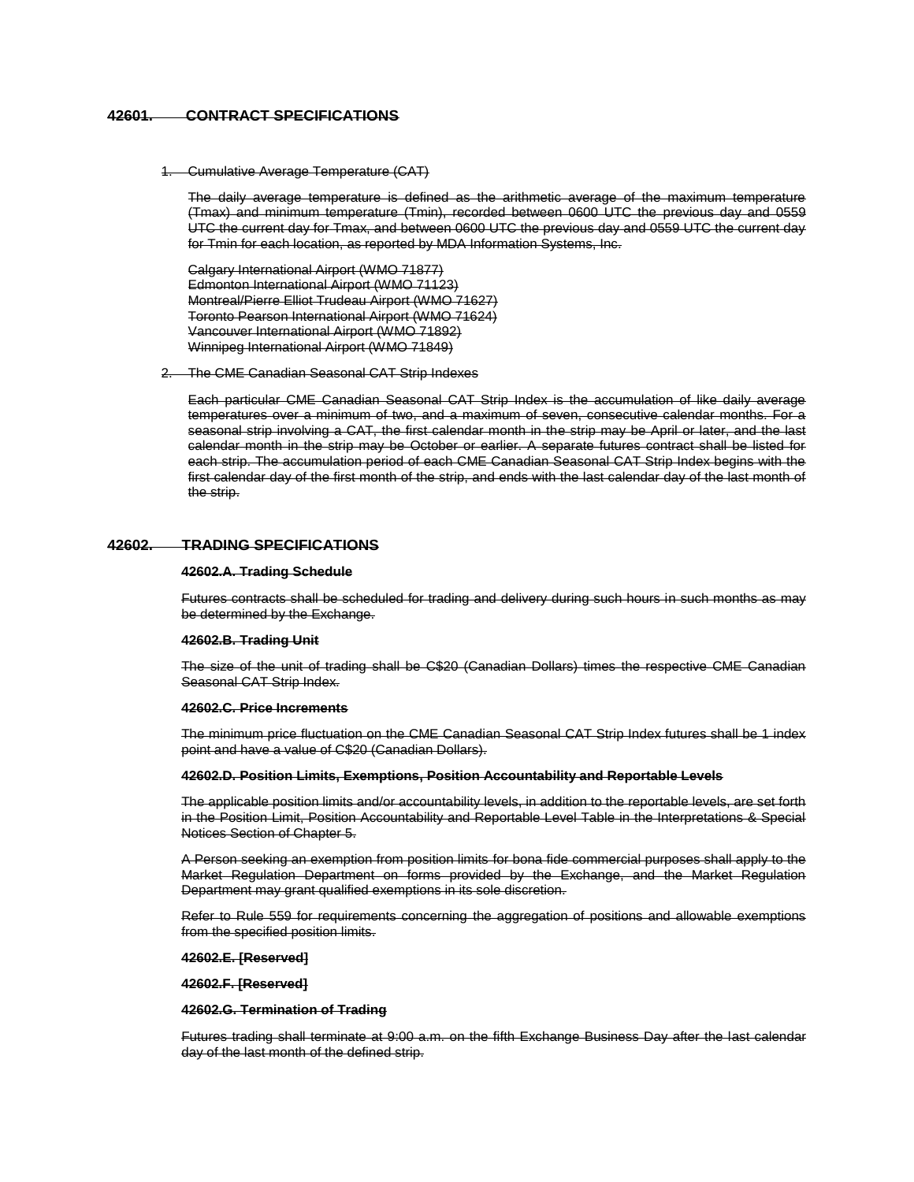## 42601. CONTRACT SPECIFICATIONS

1. Cumulative Average Temperature (CAT)

   The daily average temperature is defined as the arithmetic average of the maximum temperature (Tmax) and minimum temperature (Tmin), recorded between 0600 UTC the previous day and 0559 UTC the current day for Tmax, and between 0600 UTC the previous day and 0559 UTC the current day for Tmin for each location, as reported by MDA Information Systems, Inc.

   Calgary International Airport (WMO 71877)
   Edmonton International Airport (WMO 71123)
   Montreal/Pierre Elliot Trudeau Airport (WMO 71627)
   Toronto Pearson International Airport (WMO 71624)
   Vancouver International Airport (WMO 71892)
   Winnipeg International Airport (WMO 71849)

2. The CME Canadian Seasonal CAT Strip Indexes

   Each particular CME Canadian Seasonal CAT Strip Index is the accumulation of like daily average temperatures over a minimum of two, and a maximum of seven, consecutive calendar months. For a seasonal strip involving a CAT, the first calendar month in the strip may be April or later, and the last calendar month in the strip may be October or earlier. A separate futures contract shall be listed for each strip. The accumulation period of each CME Canadian Seasonal CAT Strip Index begins with the first calendar day of the first month of the strip, and ends with the last calendar day of the last month of the strip.

## 42602. TRADING SPECIFICATIONS

### 42602.A. Trading Schedule

Futures contracts shall be scheduled for trading and delivery during such hours in such months as may be determined by the Exchange.

### 42602.B. Trading Unit

The size of the unit of trading shall be C$20 (Canadian Dollars) times the respective CME Canadian Seasonal CAT Strip Index.

### 42602.C. Price Increments

The minimum price fluctuation on the CME Canadian Seasonal CAT Strip Index futures shall be 1 index point and have a value of C$20 (Canadian Dollars).

### 42602.D. Position Limits, Exemptions, Position Accountability and Reportable Levels

The applicable position limits and/or accountability levels, in addition to the reportable levels, are set forth in the Position Limit, Position Accountability and Reportable Level Table in the Interpretations & Special Notices Section of Chapter 5.

A Person seeking an exemption from position limits for bona fide commercial purposes shall apply to the Market Regulation Department on forms provided by the Exchange, and the Market Regulation Department may grant qualified exemptions in its sole discretion.

Refer to Rule 559 for requirements concerning the aggregation of positions and allowable exemptions from the specified position limits.

### 42602.E. [Reserved]

### 42602.F. [Reserved]

### 42602.G. Termination of Trading

Futures trading shall terminate at 9:00 a.m. on the fifth Exchange Business Day after the last calendar day of the last month of the defined strip.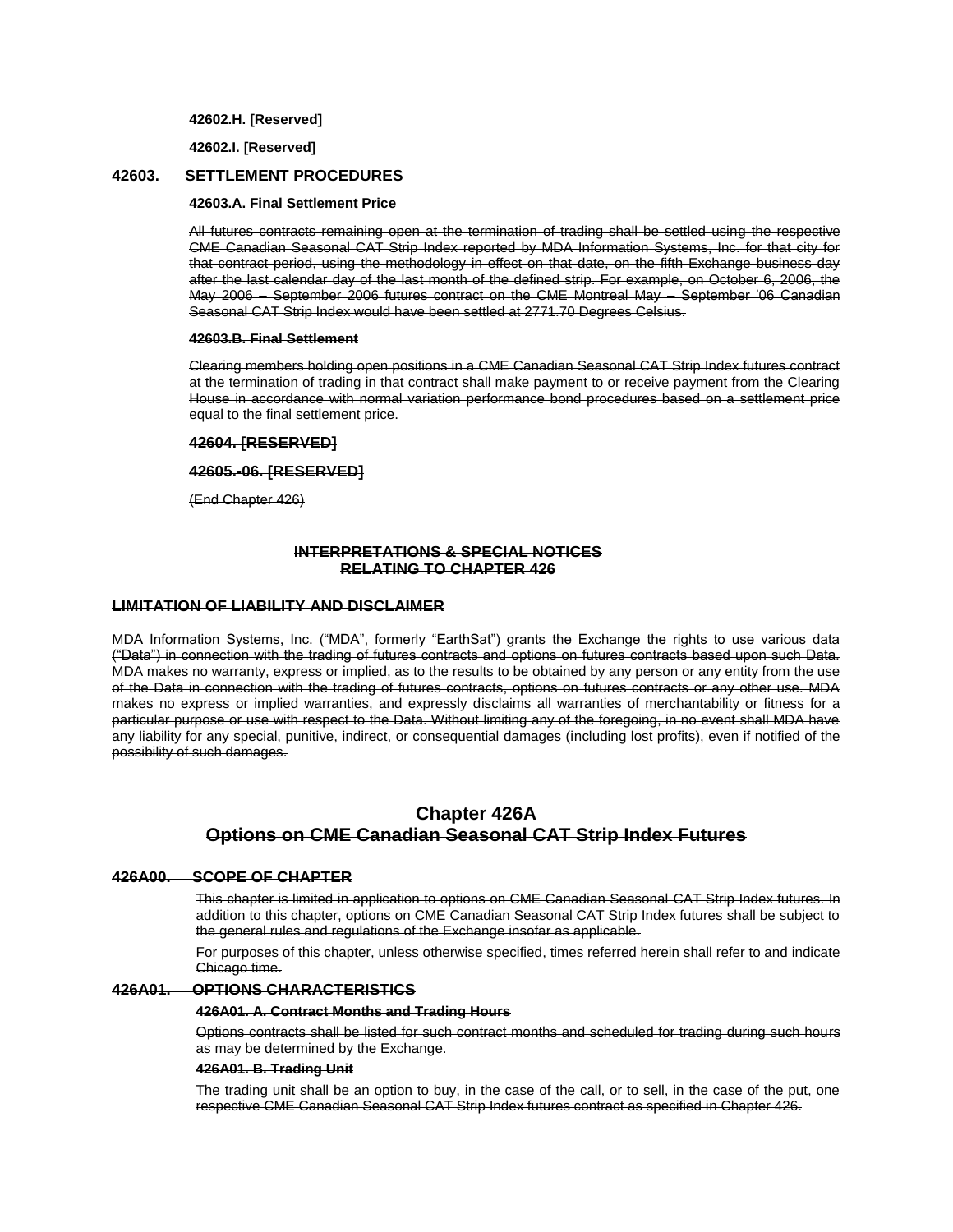**42602.H. [Reserved]**

**42602.I. [Reserved]**

## 42603. SETTLEMENT PROCEDURES

**42603.A. Final Settlement Price**

All futures contracts remaining open at the termination of trading shall be settled using the respective CME Canadian Seasonal CAT Strip Index reported by MDA Information Systems, Inc. for that city for that contract period, using the methodology in effect on that date, on the fifth Exchange business day after the last calendar day of the last month of the defined strip. For example, on October 6, 2006, the May 2006 – September 2006 futures contract on the CME Montreal May – September '06 Canadian Seasonal CAT Strip Index would have been settled at 2771.70 Degrees Celsius.

**42603.B. Final Settlement**

Clearing members holding open positions in a CME Canadian Seasonal CAT Strip Index futures contract at the termination of trading in that contract shall make payment to or receive payment from the Clearing House in accordance with normal variation performance bond procedures based on a settlement price equal to the final settlement price.

**42604. [RESERVED]**

**42605.-06. [RESERVED]**

(End Chapter 426)

**INTERPRETATIONS & SPECIAL NOTICES RELATING TO CHAPTER 426**

**LIMITATION OF LIABILITY AND DISCLAIMER**

MDA Information Systems, Inc. ("MDA", formerly "EarthSat") grants the Exchange the rights to use various data ("Data") in connection with the trading of futures contracts and options on futures contracts based upon such Data. MDA makes no warranty, express or implied, as to the results to be obtained by any person or any entity from the use of the Data in connection with the trading of futures contracts, options on futures contracts or any other use. MDA makes no express or implied warranties, and expressly disclaims all warranties of merchantability or fitness for a particular purpose or use with respect to the Data. Without limiting any of the foregoing, in no event shall MDA have any liability for any special, punitive, indirect, or consequential damages (including lost profits), even if notified of the possibility of such damages.

# Chapter 426A
# Options on CME Canadian Seasonal CAT Strip Index Futures

## 426A00. SCOPE OF CHAPTER

This chapter is limited in application to options on CME Canadian Seasonal CAT Strip Index futures. In addition to this chapter, options on CME Canadian Seasonal CAT Strip Index futures shall be subject to the general rules and regulations of the Exchange insofar as applicable.

For purposes of this chapter, unless otherwise specified, times referred herein shall refer to and indicate Chicago time.

## 426A01. OPTIONS CHARACTERISTICS

**426A01. A. Contract Months and Trading Hours**

Options contracts shall be listed for such contract months and scheduled for trading during such hours as may be determined by the Exchange.

**426A01. B. Trading Unit**

The trading unit shall be an option to buy, in the case of the call, or to sell, in the case of the put, one respective CME Canadian Seasonal CAT Strip Index futures contract as specified in Chapter 426.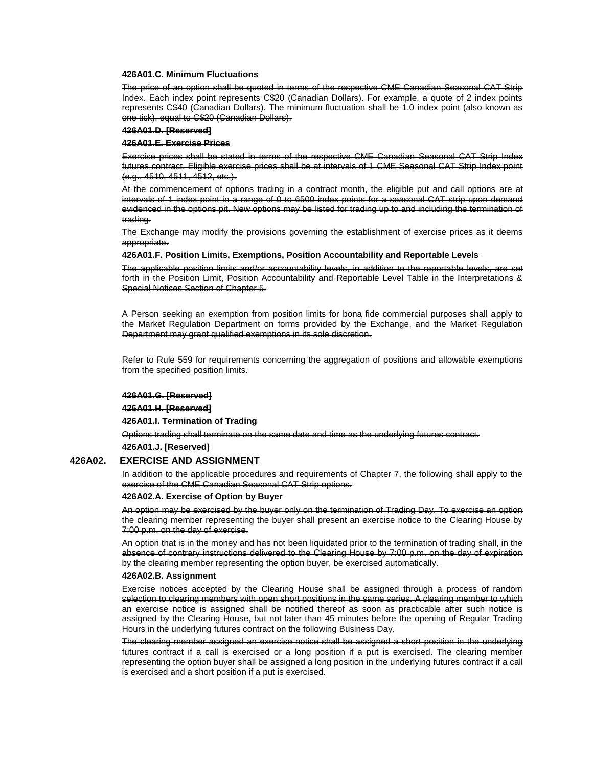**~~426A01.C. Minimum Fluctuations~~**

~~The price of an option shall be quoted in terms of the respective CME Canadian Seasonal CAT Strip Index. Each index point represents C$20 (Canadian Dollars). For example, a quote of 2 index points represents C$40 (Canadian Dollars). The minimum fluctuation shall be 1.0 index point (also known as one tick), equal to C$20 (Canadian Dollars).~~

**~~426A01.D. [Reserved]~~**

**~~426A01.E. Exercise Prices~~**

~~Exercise prices shall be stated in terms of the respective CME Canadian Seasonal CAT Strip Index futures contract. Eligible exercise prices shall be at intervals of 1 CME Seasonal CAT Strip Index point (e.g., 4510, 4511, 4512, etc.).~~

~~At the commencement of options trading in a contract month, the eligible put and call options are at intervals of 1 index point in a range of 0 to 6500 index points for a seasonal CAT strip upon demand evidenced in the options pit. New options may be listed for trading up to and including the termination of trading.~~

~~The Exchange may modify the provisions governing the establishment of exercise prices as it deems appropriate.~~

**~~426A01.F. Position Limits, Exemptions, Position Accountability and Reportable Levels~~**

~~The applicable position limits and/or accountability levels, in addition to the reportable levels, are set forth in the Position Limit, Position Accountability and Reportable Level Table in the Interpretations & Special Notices Section of Chapter 5.~~

~~A Person seeking an exemption from position limits for bona fide commercial purposes shall apply to the Market Regulation Department on forms provided by the Exchange, and the Market Regulation Department may grant qualified exemptions in its sole discretion.~~

~~Refer to Rule 559 for requirements concerning the aggregation of positions and allowable exemptions from the specified position limits.~~

**~~426A01.G. [Reserved]~~**

**~~426A01.H. [Reserved]~~**

**~~426A01.I. Termination of Trading~~**

~~Options trading shall terminate on the same date and time as the underlying futures contract.~~

**~~426A01.J. [Reserved]~~**

## ~~426A02. EXERCISE AND ASSIGNMENT~~

~~In addition to the applicable procedures and requirements of Chapter 7, the following shall apply to the exercise of the CME Canadian Seasonal CAT Strip options.~~

**~~426A02.A. Exercise of Option by Buyer~~**

~~An option may be exercised by the buyer only on the termination of Trading Day. To exercise an option the clearing member representing the buyer shall present an exercise notice to the Clearing House by 7:00 p.m. on the day of exercise.~~

~~An option that is in the money and has not been liquidated prior to the termination of trading shall, in the absence of contrary instructions delivered to the Clearing House by 7:00 p.m. on the day of expiration by the clearing member representing the option buyer, be exercised automatically.~~

**~~426A02.B. Assignment~~**

~~Exercise notices accepted by the Clearing House shall be assigned through a process of random selection to clearing members with open short positions in the same series. A clearing member to which an exercise notice is assigned shall be notified thereof as soon as practicable after such notice is assigned by the Clearing House, but not later than 45 minutes before the opening of Regular Trading Hours in the underlying futures contract on the following Business Day.~~

~~The clearing member assigned an exercise notice shall be assigned a short position in the underlying futures contract if a call is exercised or a long position if a put is exercised. The clearing member representing the option buyer shall be assigned a long position in the underlying futures contract if a call is exercised and a short position if a put is exercised.~~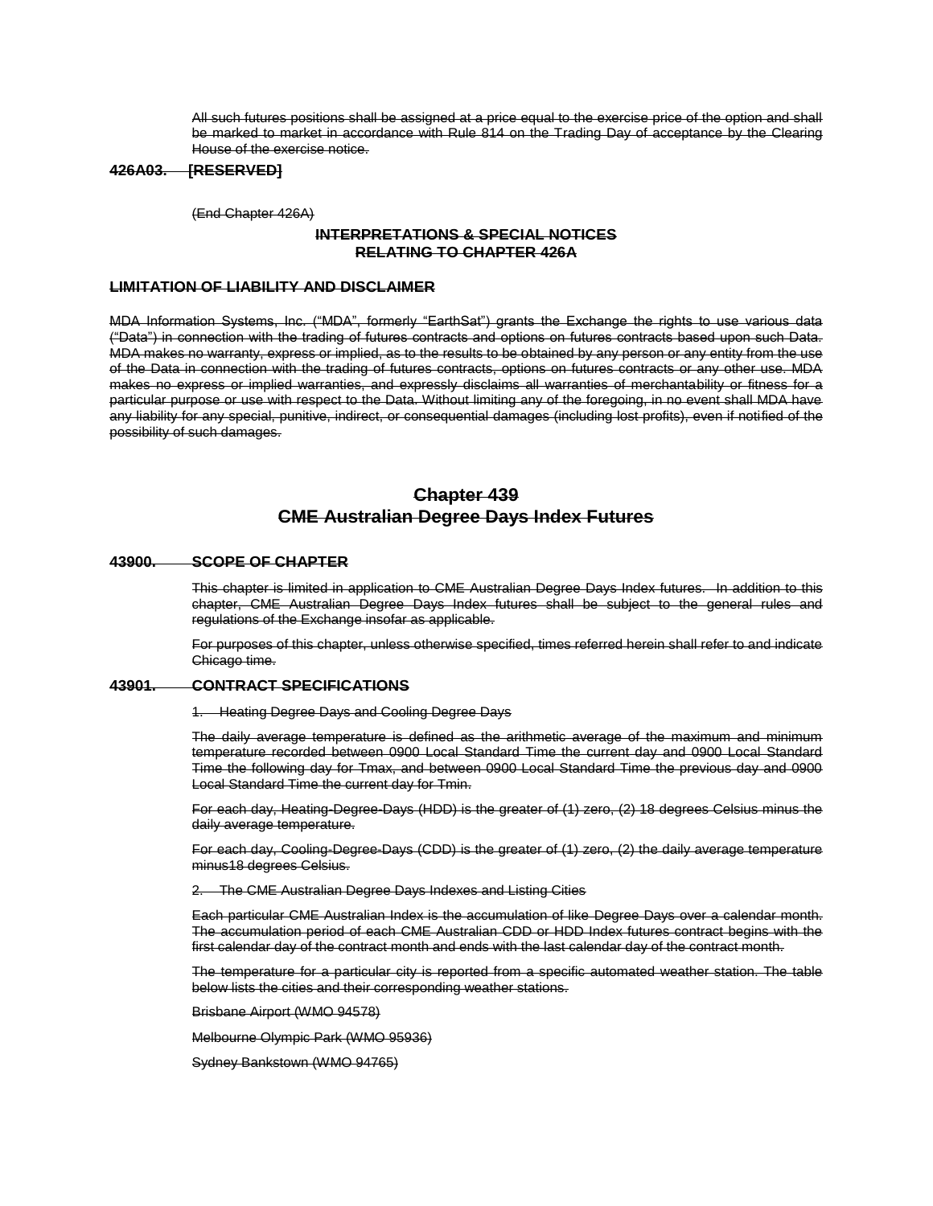All such futures positions shall be assigned at a price equal to the exercise price of the option and shall be marked to market in accordance with Rule 814 on the Trading Day of acceptance by the Clearing House of the exercise notice.

**426A03. [RESERVED]**

(End Chapter 426A)

**INTERPRETATIONS & SPECIAL NOTICES**
**RELATING TO CHAPTER 426A**

**LIMITATION OF LIABILITY AND DISCLAIMER**

MDA Information Systems, Inc. ("MDA", formerly "EarthSat") grants the Exchange the rights to use various data ("Data") in connection with the trading of futures contracts and options on futures contracts based upon such Data. MDA makes no warranty, express or implied, as to the results to be obtained by any person or any entity from the use of the Data in connection with the trading of futures contracts, options on futures contracts or any other use. MDA makes no express or implied warranties, and expressly disclaims all warranties of merchantability or fitness for a particular purpose or use with respect to the Data. Without limiting any of the foregoing, in no event shall MDA have any liability for any special, punitive, indirect, or consequential damages (including lost profits), even if notified of the possibility of such damages.

# Chapter 439
# CME Australian Degree Days Index Futures

**43900. SCOPE OF CHAPTER**

This chapter is limited in application to CME Australian Degree Days Index futures. In addition to this chapter, CME Australian Degree Days Index futures shall be subject to the general rules and regulations of the Exchange insofar as applicable.

For purposes of this chapter, unless otherwise specified, times referred herein shall refer to and indicate Chicago time.

**43901. CONTRACT SPECIFICATIONS**

1. Heating Degree Days and Cooling Degree Days

The daily average temperature is defined as the arithmetic average of the maximum and minimum temperature recorded between 0900 Local Standard Time the current day and 0900 Local Standard Time the following day for Tmax, and between 0900 Local Standard Time the previous day and 0900 Local Standard Time the current day for Tmin.

For each day, Heating-Degree-Days (HDD) is the greater of (1) zero, (2) 18 degrees Celsius minus the daily average temperature.

For each day, Cooling-Degree-Days (CDD) is the greater of (1) zero, (2) the daily average temperature minus18 degrees Celsius.

2. The CME Australian Degree Days Indexes and Listing Cities

Each particular CME Australian Index is the accumulation of like Degree Days over a calendar month. The accumulation period of each CME Australian CDD or HDD Index futures contract begins with the first calendar day of the contract month and ends with the last calendar day of the contract month.

The temperature for a particular city is reported from a specific automated weather station. The table below lists the cities and their corresponding weather stations.

Brisbane Airport (WMO 94578)

Melbourne Olympic Park (WMO 95936)

Sydney Bankstown (WMO 94765)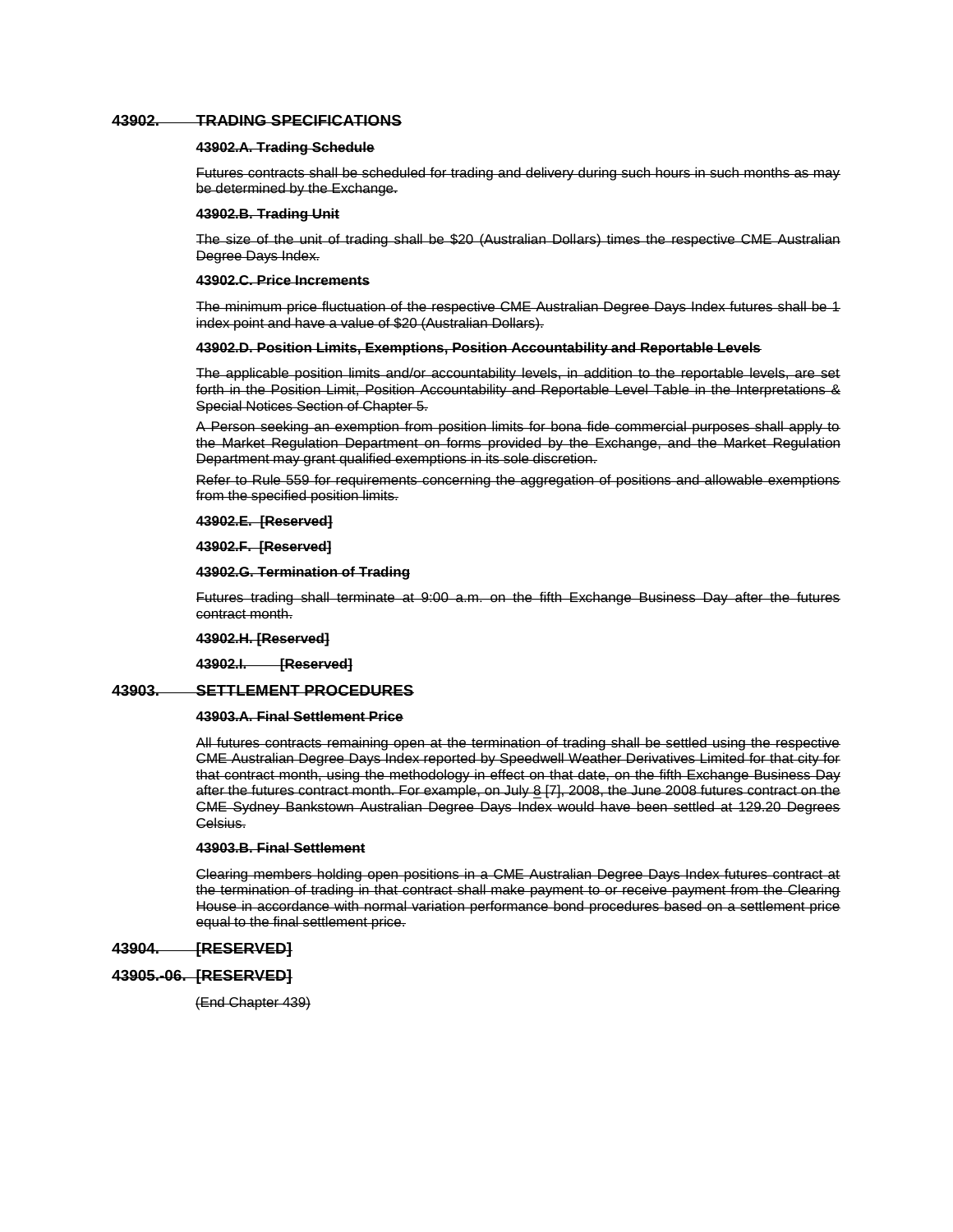## 43902. TRADING SPECIFICATIONS

**43902.A. Trading Schedule**

Futures contracts shall be scheduled for trading and delivery during such hours in such months as may be determined by the Exchange.

**43902.B. Trading Unit**

The size of the unit of trading shall be $20 (Australian Dollars) times the respective CME Australian Degree Days Index.

**43902.C. Price Increments**

The minimum price fluctuation of the respective CME Australian Degree Days Index futures shall be 1 index point and have a value of $20 (Australian Dollars).

**43902.D. Position Limits, Exemptions, Position Accountability and Reportable Levels**

The applicable position limits and/or accountability levels, in addition to the reportable levels, are set forth in the Position Limit, Position Accountability and Reportable Level Table in the Interpretations & Special Notices Section of Chapter 5.

A Person seeking an exemption from position limits for bona fide commercial purposes shall apply to the Market Regulation Department on forms provided by the Exchange, and the Market Regulation Department may grant qualified exemptions in its sole discretion.

Refer to Rule 559 for requirements concerning the aggregation of positions and allowable exemptions from the specified position limits.

**43902.E. [Reserved]**

**43902.F. [Reserved]**

**43902.G. Termination of Trading**

Futures trading shall terminate at 9:00 a.m. on the fifth Exchange Business Day after the futures contract month.

**43902.H. [Reserved]**

**43902.I. [Reserved]**

## 43903. SETTLEMENT PROCEDURES

**43903.A. Final Settlement Price**

All futures contracts remaining open at the termination of trading shall be settled using the respective CME Australian Degree Days Index reported by Speedwell Weather Derivatives Limited for that city for that contract month, using the methodology in effect on that date, on the fifth Exchange Business Day after the futures contract month. For example, on July 8 [7], 2008, the June 2008 futures contract on the CME Sydney Bankstown Australian Degree Days Index would have been settled at 129.20 Degrees Celsius.

**43903.B. Final Settlement**

Clearing members holding open positions in a CME Australian Degree Days Index futures contract at the termination of trading in that contract shall make payment to or receive payment from the Clearing House in accordance with normal variation performance bond procedures based on a settlement price equal to the final settlement price.

## 43904. [RESERVED]

## 43905.-06. [RESERVED]

(End Chapter 439)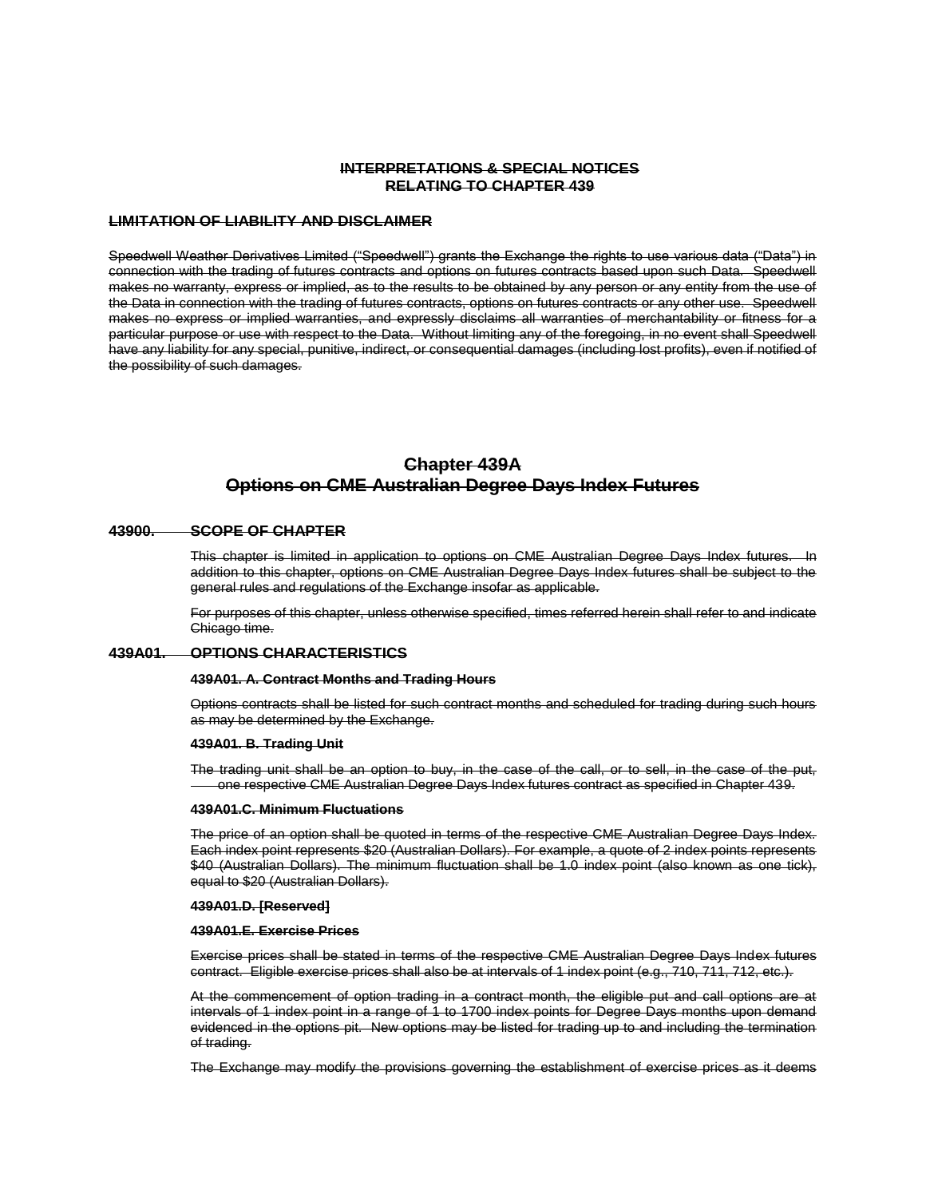**INTERPRETATIONS & SPECIAL NOTICES RELATING TO CHAPTER 439**

**LIMITATION OF LIABILITY AND DISCLAIMER**

Speedwell Weather Derivatives Limited ("Speedwell") grants the Exchange the rights to use various data ("Data") in connection with the trading of futures contracts and options on futures contracts based upon such Data. Speedwell makes no warranty, express or implied, as to the results to be obtained by any person or any entity from the use of the Data in connection with the trading of futures contracts, options on futures contracts or any other use. Speedwell makes no express or implied warranties, and expressly disclaims all warranties of merchantability or fitness for a particular purpose or use with respect to the Data. Without limiting any of the foregoing, in no event shall Speedwell have any liability for any special, punitive, indirect, or consequential damages (including lost profits), even if notified of the possibility of such damages.

# Chapter 439A
# Options on CME Australian Degree Days Index Futures

## 43900. SCOPE OF CHAPTER

This chapter is limited in application to options on CME Australian Degree Days Index futures. In addition to this chapter, options on CME Australian Degree Days Index futures shall be subject to the general rules and regulations of the Exchange insofar as applicable.

For purposes of this chapter, unless otherwise specified, times referred herein shall refer to and indicate Chicago time.

## 439A01. OPTIONS CHARACTERISTICS

**439A01. A. Contract Months and Trading Hours**

Options contracts shall be listed for such contract months and scheduled for trading during such hours as may be determined by the Exchange.

**439A01. B. Trading Unit**

The trading unit shall be an option to buy, in the case of the call, or to sell, in the case of the put, one respective CME Australian Degree Days Index futures contract as specified in Chapter 439.

**439A01.C. Minimum Fluctuations**

The price of an option shall be quoted in terms of the respective CME Australian Degree Days Index. Each index point represents $20 (Australian Dollars). For example, a quote of 2 index points represents $40 (Australian Dollars). The minimum fluctuation shall be 1.0 index point (also known as one tick), equal to $20 (Australian Dollars).

**439A01.D. [Reserved]**

**439A01.E. Exercise Prices**

Exercise prices shall be stated in terms of the respective CME Australian Degree Days Index futures contract. Eligible exercise prices shall also be at intervals of 1 index point (e.g., 710, 711, 712, etc.).

At the commencement of option trading in a contract month, the eligible put and call options are at intervals of 1 index point in a range of 1 to 1700 index points for Degree Days months upon demand evidenced in the options pit. New options may be listed for trading up to and including the termination of trading.

The Exchange may modify the provisions governing the establishment of exercise prices as it deems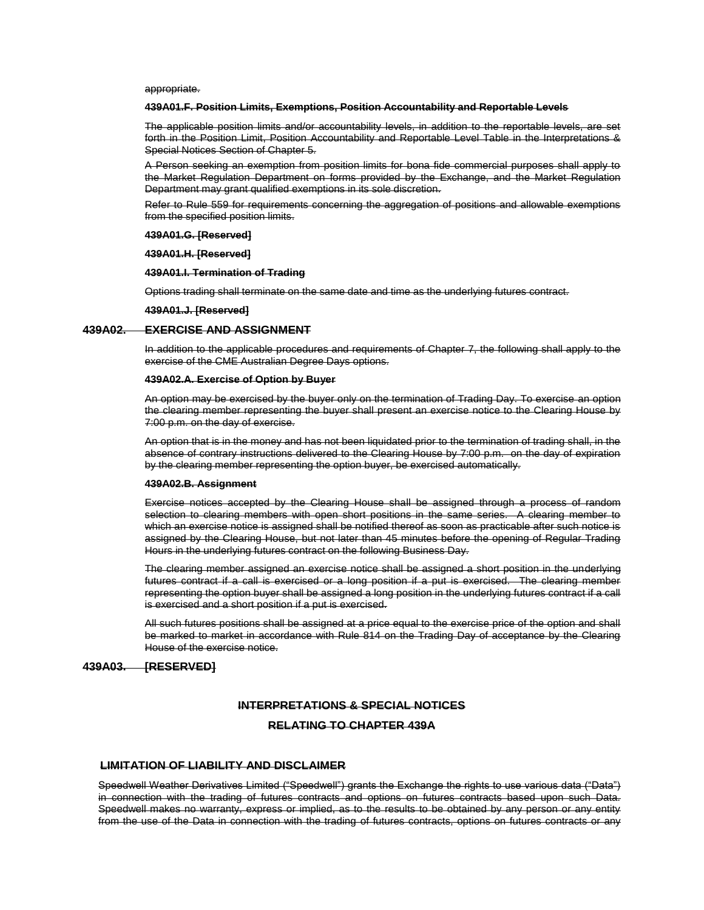appropriate.

**439A01.F. Position Limits, Exemptions, Position Accountability and Reportable Levels**

The applicable position limits and/or accountability levels, in addition to the reportable levels, are set forth in the Position Limit, Position Accountability and Reportable Level Table in the Interpretations & Special Notices Section of Chapter 5.

A Person seeking an exemption from position limits for bona fide commercial purposes shall apply to the Market Regulation Department on forms provided by the Exchange, and the Market Regulation Department may grant qualified exemptions in its sole discretion.

Refer to Rule 559 for requirements concerning the aggregation of positions and allowable exemptions from the specified position limits.

**439A01.G. [Reserved]**

**439A01.H. [Reserved]**

**439A01.I. Termination of Trading**

Options trading shall terminate on the same date and time as the underlying futures contract.

**439A01.J. [Reserved]**

## 439A02. EXERCISE AND ASSIGNMENT

In addition to the applicable procedures and requirements of Chapter 7, the following shall apply to the exercise of the CME Australian Degree Days options.

**439A02.A. Exercise of Option by Buyer**

An option may be exercised by the buyer only on the termination of Trading Day. To exercise an option the clearing member representing the buyer shall present an exercise notice to the Clearing House by 7:00 p.m. on the day of exercise.

An option that is in the money and has not been liquidated prior to the termination of trading shall, in the absence of contrary instructions delivered to the Clearing House by 7:00 p.m. on the day of expiration by the clearing member representing the option buyer, be exercised automatically.

**439A02.B. Assignment**

Exercise notices accepted by the Clearing House shall be assigned through a process of random selection to clearing members with open short positions in the same series. A clearing member to which an exercise notice is assigned shall be notified thereof as soon as practicable after such notice is assigned by the Clearing House, but not later than 45 minutes before the opening of Regular Trading Hours in the underlying futures contract on the following Business Day.

The clearing member assigned an exercise notice shall be assigned a short position in the underlying futures contract if a call is exercised or a long position if a put is exercised. The clearing member representing the option buyer shall be assigned a long position in the underlying futures contract if a call is exercised and a short position if a put is exercised.

All such futures positions shall be assigned at a price equal to the exercise price of the option and shall be marked to market in accordance with Rule 814 on the Trading Day of acceptance by the Clearing House of the exercise notice.

## 439A03. [RESERVED]

## INTERPRETATIONS & SPECIAL NOTICES RELATING TO CHAPTER 439A

### LIMITATION OF LIABILITY AND DISCLAIMER

Speedwell Weather Derivatives Limited ("Speedwell") grants the Exchange the rights to use various data ("Data") in connection with the trading of futures contracts and options on futures contracts based upon such Data. Speedwell makes no warranty, express or implied, as to the results to be obtained by any person or any entity from the use of the Data in connection with the trading of futures contracts, options on futures contracts or any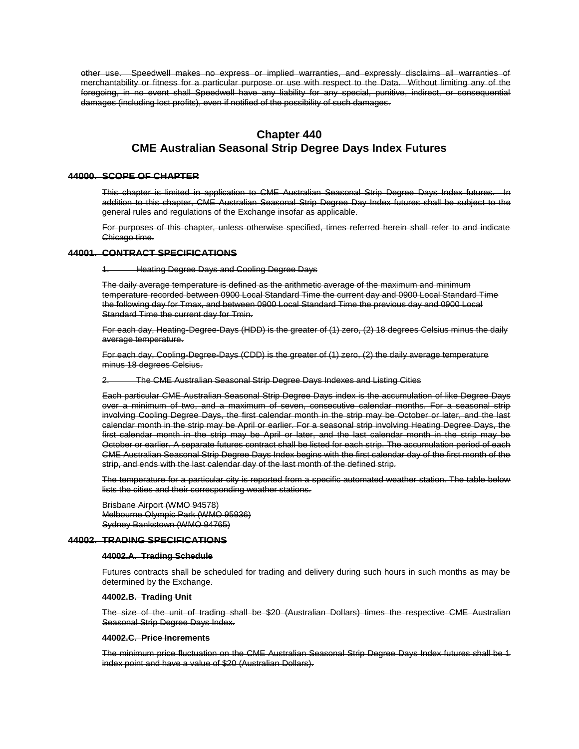other use. Speedwell makes no express or implied warranties, and expressly disclaims all warranties of merchantability or fitness for a particular purpose or use with respect to the Data. Without limiting any of the foregoing, in no event shall Speedwell have any liability for any special, punitive, indirect, or consequential damages (including lost profits), even if notified of the possibility of such damages.

# Chapter 440
# CME Australian Seasonal Strip Degree Days Index Futures

## 44000. SCOPE OF CHAPTER

This chapter is limited in application to CME Australian Seasonal Strip Degree Days Index futures. In addition to this chapter, CME Australian Seasonal Strip Degree Day Index futures shall be subject to the general rules and regulations of the Exchange insofar as applicable.

For purposes of this chapter, unless otherwise specified, times referred herein shall refer to and indicate Chicago time.

## 44001. CONTRACT SPECIFICATIONS

1. Heating Degree Days and Cooling Degree Days

The daily average temperature is defined as the arithmetic average of the maximum and minimum temperature recorded between 0900 Local Standard Time the current day and 0900 Local Standard Time the following day for Tmax, and between 0900 Local Standard Time the previous day and 0900 Local Standard Time the current day for Tmin.

For each day, Heating-Degree-Days (HDD) is the greater of (1) zero, (2) 18 degrees Celsius minus the daily average temperature.

For each day, Cooling-Degree-Days (CDD) is the greater of (1) zero, (2) the daily average temperature minus 18 degrees Celsius.

2. The CME Australian Seasonal Strip Degree Days Indexes and Listing Cities

Each particular CME Australian Seasonal Strip Degree Days index is the accumulation of like Degree Days over a minimum of two, and a maximum of seven, consecutive calendar months. For a seasonal strip involving Cooling Degree Days, the first calendar month in the strip may be October or later, and the last calendar month in the strip may be April or earlier. For a seasonal strip involving Heating Degree Days, the first calendar month in the strip may be April or later, and the last calendar month in the strip may be October or earlier. A separate futures contract shall be listed for each strip. The accumulation period of each CME Australian Seasonal Strip Degree Days Index begins with the first calendar day of the first month of the strip, and ends with the last calendar day of the last month of the defined strip.

The temperature for a particular city is reported from a specific automated weather station. The table below lists the cities and their corresponding weather stations.

Brisbane Airport (WMO 94578)
Melbourne Olympic Park (WMO 95936)
Sydney Bankstown (WMO 94765)

## 44002. TRADING SPECIFICATIONS

### 44002.A. Trading Schedule

Futures contracts shall be scheduled for trading and delivery during such hours in such months as may be determined by the Exchange.

### 44002.B. Trading Unit

The size of the unit of trading shall be $20 (Australian Dollars) times the respective CME Australian Seasonal Strip Degree Days Index.

### 44002.C. Price Increments

The minimum price fluctuation on the CME Australian Seasonal Strip Degree Days Index futures shall be 1 index point and have a value of $20 (Australian Dollars).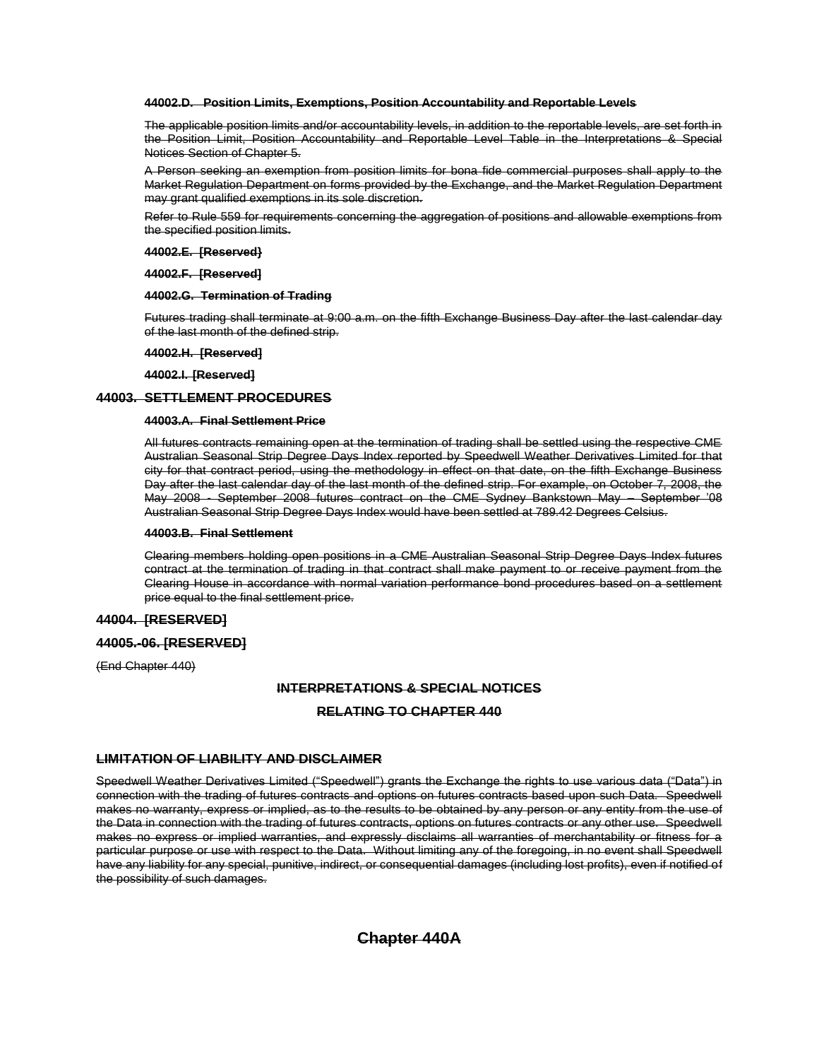**44002.D. Position Limits, Exemptions, Position Accountability and Reportable Levels**

The applicable position limits and/or accountability levels, in addition to the reportable levels, are set forth in the Position Limit, Position Accountability and Reportable Level Table in the Interpretations & Special Notices Section of Chapter 5.

A Person seeking an exemption from position limits for bona fide commercial purposes shall apply to the Market Regulation Department on forms provided by the Exchange, and the Market Regulation Department may grant qualified exemptions in its sole discretion.

Refer to Rule 559 for requirements concerning the aggregation of positions and allowable exemptions from the specified position limits.

**44002.E. [Reserved]**

**44002.F. [Reserved]**

**44002.G. Termination of Trading**

Futures trading shall terminate at 9:00 a.m. on the fifth Exchange Business Day after the last calendar day of the last month of the defined strip.

**44002.H. [Reserved]**

**44002.I. [Reserved]**

## 44003. SETTLEMENT PROCEDURES

**44003.A. Final Settlement Price**

All futures contracts remaining open at the termination of trading shall be settled using the respective CME Australian Seasonal Strip Degree Days Index reported by Speedwell Weather Derivatives Limited for that city for that contract period, using the methodology in effect on that date, on the fifth Exchange Business Day after the last calendar day of the last month of the defined strip. For example, on October 7, 2008, the May 2008 - September 2008 futures contract on the CME Sydney Bankstown May – September '08 Australian Seasonal Strip Degree Days Index would have been settled at 789.42 Degrees Celsius.

**44003.B. Final Settlement**

Clearing members holding open positions in a CME Australian Seasonal Strip Degree Days Index futures contract at the termination of trading in that contract shall make payment to or receive payment from the Clearing House in accordance with normal variation performance bond procedures based on a settlement price equal to the final settlement price.

## 44004. [RESERVED]

## 44005.-06. [RESERVED]

(End Chapter 440)

**INTERPRETATIONS & SPECIAL NOTICES**

**RELATING TO CHAPTER 440**

**LIMITATION OF LIABILITY AND DISCLAIMER**

Speedwell Weather Derivatives Limited ("Speedwell") grants the Exchange the rights to use various data ("Data") in connection with the trading of futures contracts and options on futures contracts based upon such Data. Speedwell makes no warranty, express or implied, as to the results to be obtained by any person or any entity from the use of the Data in connection with the trading of futures contracts, options on futures contracts or any other use. Speedwell makes no express or implied warranties, and expressly disclaims all warranties of merchantability or fitness for a particular purpose or use with respect to the Data. Without limiting any of the foregoing, in no event shall Speedwell have any liability for any special, punitive, indirect, or consequential damages (including lost profits), even if notified of the possibility of such damages.

# Chapter 440A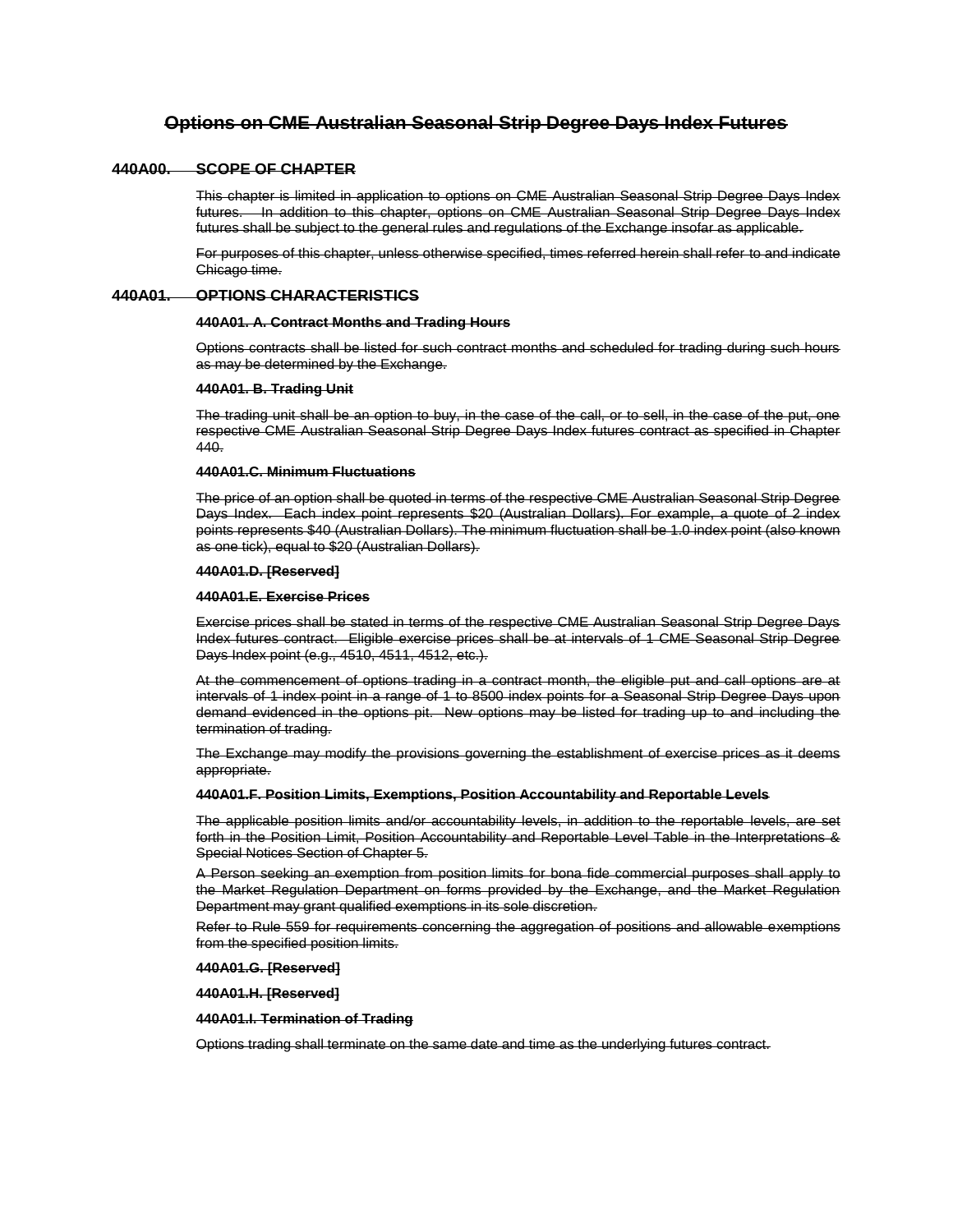# ~~Options on CME Australian Seasonal Strip Degree Days Index Futures~~

## ~~440A00. SCOPE OF CHAPTER~~

~~This chapter is limited in application to options on CME Australian Seasonal Strip Degree Days Index futures. In addition to this chapter, options on CME Australian Seasonal Strip Degree Days Index futures shall be subject to the general rules and regulations of the Exchange insofar as applicable.~~

~~For purposes of this chapter, unless otherwise specified, times referred herein shall refer to and indicate Chicago time.~~

## ~~440A01. OPTIONS CHARACTERISTICS~~

### ~~440A01. A. Contract Months and Trading Hours~~

~~Options contracts shall be listed for such contract months and scheduled for trading during such hours as may be determined by the Exchange.~~

### ~~440A01. B. Trading Unit~~

~~The trading unit shall be an option to buy, in the case of the call, or to sell, in the case of the put, one respective CME Australian Seasonal Strip Degree Days Index futures contract as specified in Chapter 440.~~

### ~~440A01.C. Minimum Fluctuations~~

~~The price of an option shall be quoted in terms of the respective CME Australian Seasonal Strip Degree Days Index. Each index point represents $20 (Australian Dollars). For example, a quote of 2 index points represents $40 (Australian Dollars). The minimum fluctuation shall be 1.0 index point (also known as one tick), equal to $20 (Australian Dollars).~~

### ~~440A01.D. [Reserved]~~

### ~~440A01.E. Exercise Prices~~

~~Exercise prices shall be stated in terms of the respective CME Australian Seasonal Strip Degree Days Index futures contract. Eligible exercise prices shall be at intervals of 1 CME Seasonal Strip Degree Days Index point (e.g., 4510, 4511, 4512, etc.).~~

~~At the commencement of options trading in a contract month, the eligible put and call options are at intervals of 1 index point in a range of 1 to 8500 index points for a Seasonal Strip Degree Days upon demand evidenced in the options pit. New options may be listed for trading up to and including the termination of trading.~~

~~The Exchange may modify the provisions governing the establishment of exercise prices as it deems appropriate.~~

### ~~440A01.F. Position Limits, Exemptions, Position Accountability and Reportable Levels~~

~~The applicable position limits and/or accountability levels, in addition to the reportable levels, are set forth in the Position Limit, Position Accountability and Reportable Level Table in the Interpretations & Special Notices Section of Chapter 5.~~

~~A Person seeking an exemption from position limits for bona fide commercial purposes shall apply to the Market Regulation Department on forms provided by the Exchange, and the Market Regulation Department may grant qualified exemptions in its sole discretion.~~

~~Refer to Rule 559 for requirements concerning the aggregation of positions and allowable exemptions from the specified position limits.~~

### ~~440A01.G. [Reserved]~~

### ~~440A01.H. [Reserved]~~

### ~~440A01.I. Termination of Trading~~

~~Options trading shall terminate on the same date and time as the underlying futures contract.~~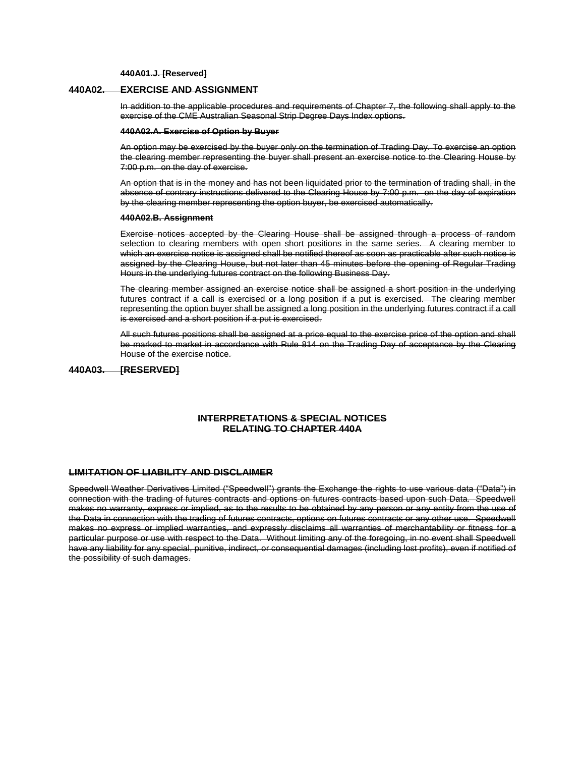~~**440A01.J. [Reserved]**~~

## ~~440A02. EXERCISE AND ASSIGNMENT~~

~~In addition to the applicable procedures and requirements of Chapter 7, the following shall apply to the exercise of the CME Australian Seasonal Strip Degree Days Index options.~~

**~~440A02.A. Exercise of Option by Buyer~~**

~~An option may be exercised by the buyer only on the termination of Trading Day. To exercise an option the clearing member representing the buyer shall present an exercise notice to the Clearing House by 7:00 p.m. on the day of exercise.~~

~~An option that is in the money and has not been liquidated prior to the termination of trading shall, in the absence of contrary instructions delivered to the Clearing House by 7:00 p.m. on the day of expiration by the clearing member representing the option buyer, be exercised automatically.~~

**~~440A02.B. Assignment~~**

~~Exercise notices accepted by the Clearing House shall be assigned through a process of random selection to clearing members with open short positions in the same series. A clearing member to which an exercise notice is assigned shall be notified thereof as soon as practicable after such notice is assigned by the Clearing House, but not later than 45 minutes before the opening of Regular Trading Hours in the underlying futures contract on the following Business Day.~~

~~The clearing member assigned an exercise notice shall be assigned a short position in the underlying futures contract if a call is exercised or a long position if a put is exercised. The clearing member representing the option buyer shall be assigned a long position in the underlying futures contract if a call is exercised and a short position if a put is exercised.~~

~~All such futures positions shall be assigned at a price equal to the exercise price of the option and shall be marked to market in accordance with Rule 814 on the Trading Day of acceptance by the Clearing House of the exercise notice.~~

## ~~440A03. [RESERVED]~~

## ~~INTERPRETATIONS & SPECIAL NOTICES RELATING TO CHAPTER 440A~~

## ~~LIMITATION OF LIABILITY AND DISCLAIMER~~

~~Speedwell Weather Derivatives Limited ("Speedwell") grants the Exchange the rights to use various data ("Data") in connection with the trading of futures contracts and options on futures contracts based upon such Data. Speedwell makes no warranty, express or implied, as to the results to be obtained by any person or any entity from the use of the Data in connection with the trading of futures contracts, options on futures contracts or any other use. Speedwell makes no express or implied warranties, and expressly disclaims all warranties of merchantability or fitness for a particular purpose or use with respect to the Data. Without limiting any of the foregoing, in no event shall Speedwell have any liability for any special, punitive, indirect, or consequential damages (including lost profits), even if notified of the possibility of such damages.~~